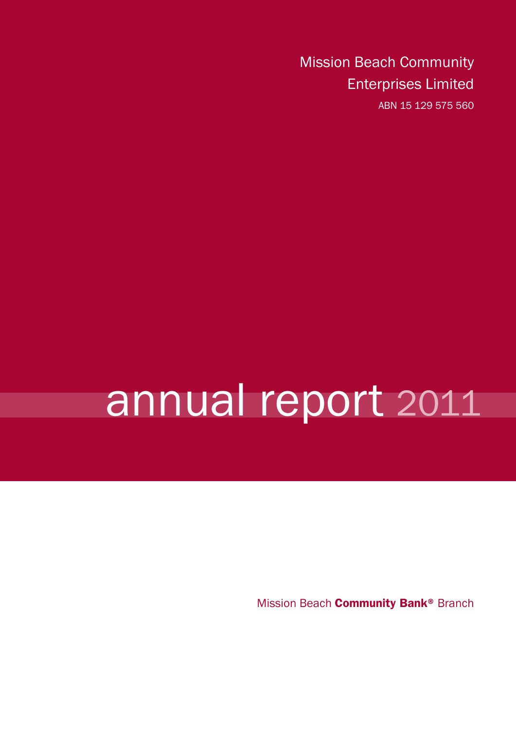Mission Beach Community Enterprises Limited

ABN 15 129 575 560

# annual report 2011

Mission Beach **Community Bank®** Branch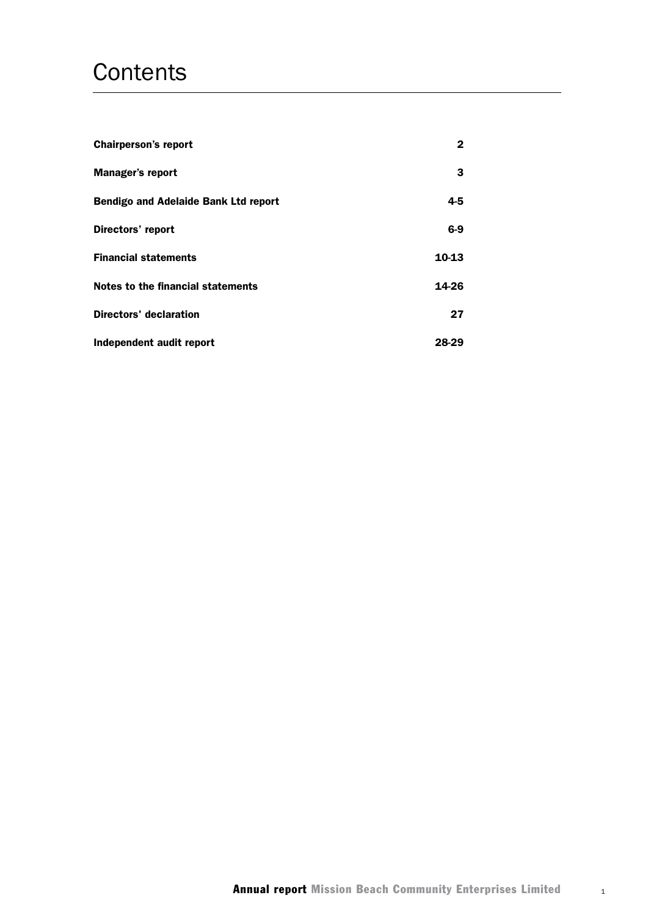# Contents

| | |
|---|---|
| **Chairperson's report** | **2** |
| **Manager's report** | **3** |
| **Bendigo and Adelaide Bank Ltd report** | **4-5** |
| **Directors' report** | **6-9** |
| **Financial statements** | **10-13** |
| **Notes to the financial statements** | **14-26** |
| **Directors' declaration** | **27** |
| **Independent audit report** | **28-29** |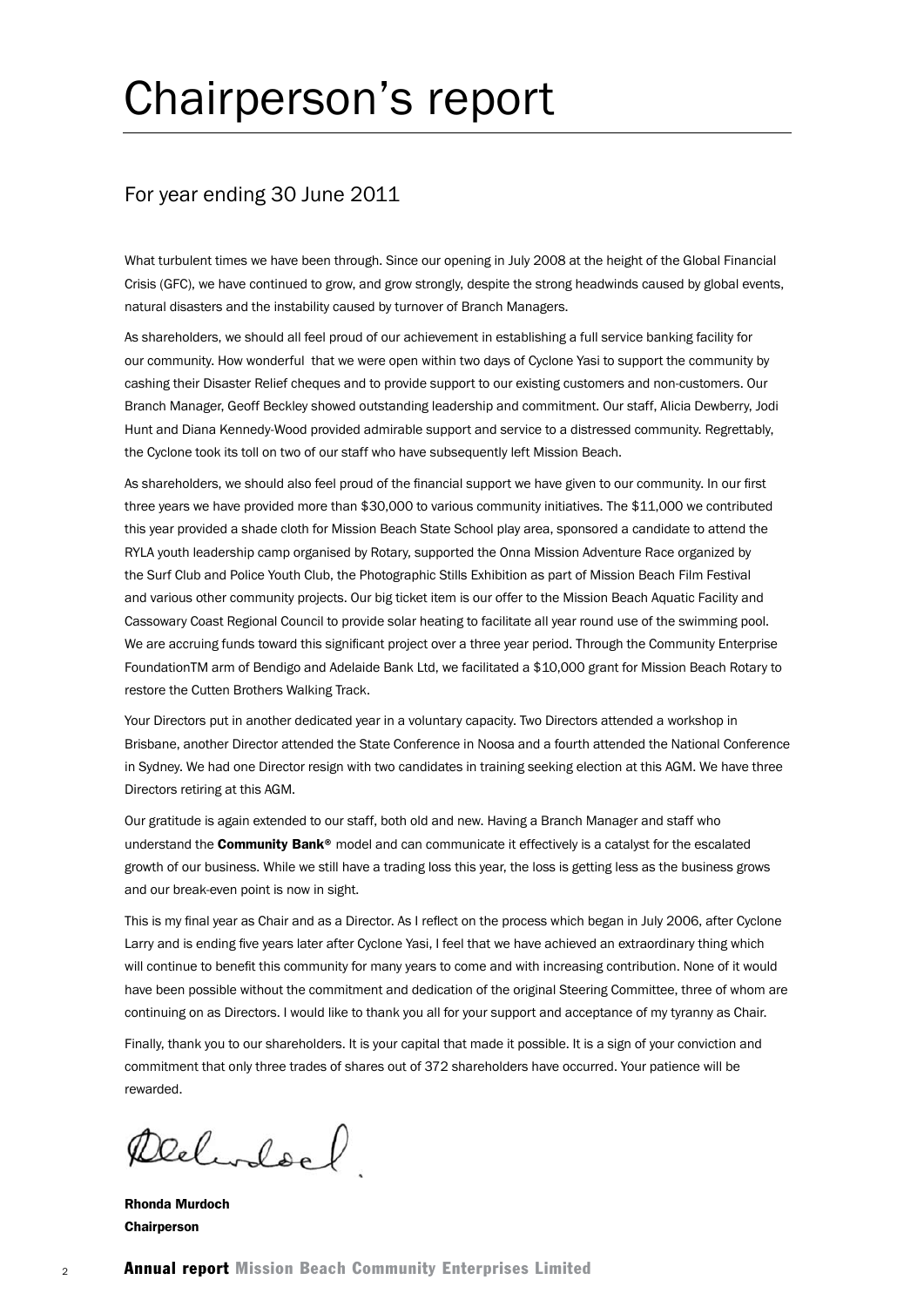# Chairperson's report

## For year ending 30 June 2011

What turbulent times we have been through. Since our opening in July 2008 at the height of the Global Financial Crisis (GFC), we have continued to grow, and grow strongly, despite the strong headwinds caused by global events, natural disasters and the instability caused by turnover of Branch Managers.

As shareholders, we should all feel proud of our achievement in establishing a full service banking facility for our community. How wonderful that we were open within two days of Cyclone Yasi to support the community by cashing their Disaster Relief cheques and to provide support to our existing customers and non-customers. Our Branch Manager, Geoff Beckley showed outstanding leadership and commitment. Our staff, Alicia Dewberry, Jodi Hunt and Diana Kennedy-Wood provided admirable support and service to a distressed community. Regrettably, the Cyclone took its toll on two of our staff who have subsequently left Mission Beach.

As shareholders, we should also feel proud of the financial support we have given to our community. In our first three years we have provided more than $30,000 to various community initiatives. The $11,000 we contributed this year provided a shade cloth for Mission Beach State School play area, sponsored a candidate to attend the RYLA youth leadership camp organised by Rotary, supported the Onna Mission Adventure Race organized by the Surf Club and Police Youth Club, the Photographic Stills Exhibition as part of Mission Beach Film Festival and various other community projects. Our big ticket item is our offer to the Mission Beach Aquatic Facility and Cassowary Coast Regional Council to provide solar heating to facilitate all year round use of the swimming pool. We are accruing funds toward this significant project over a three year period. Through the Community Enterprise FoundationTM arm of Bendigo and Adelaide Bank Ltd, we facilitated a $10,000 grant for Mission Beach Rotary to restore the Cutten Brothers Walking Track.

Your Directors put in another dedicated year in a voluntary capacity. Two Directors attended a workshop in Brisbane, another Director attended the State Conference in Noosa and a fourth attended the National Conference in Sydney. We had one Director resign with two candidates in training seeking election at this AGM. We have three Directors retiring at this AGM.

Our gratitude is again extended to our staff, both old and new. Having a Branch Manager and staff who understand the **Community Bank®** model and can communicate it effectively is a catalyst for the escalated growth of our business. While we still have a trading loss this year, the loss is getting less as the business grows and our break-even point is now in sight.

This is my final year as Chair and as a Director. As I reflect on the process which began in July 2006, after Cyclone Larry and is ending five years later after Cyclone Yasi, I feel that we have achieved an extraordinary thing which will continue to benefit this community for many years to come and with increasing contribution. None of it would have been possible without the commitment and dedication of the original Steering Committee, three of whom are continuing on as Directors. I would like to thank you all for your support and acceptance of my tyranny as Chair.

Finally, thank you to our shareholders. It is your capital that made it possible. It is a sign of your conviction and commitment that only three trades of shares out of 372 shareholders have occurred. Your patience will be rewarded.

**Rhonda Murdoch**
**Chairperson**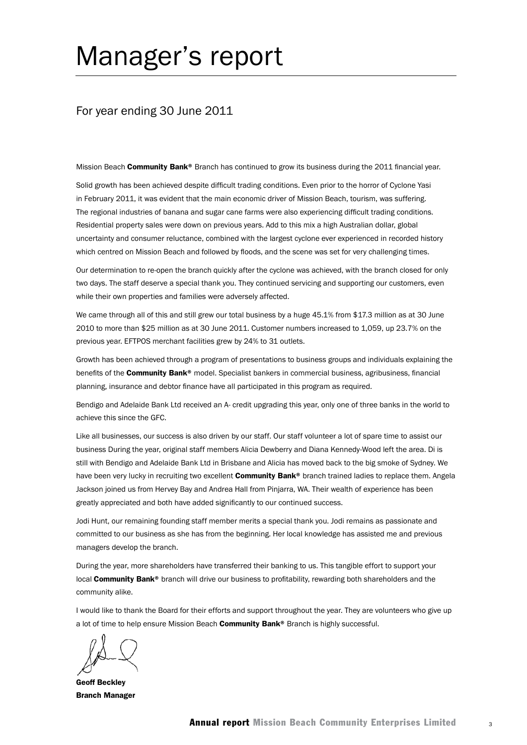# Manager's report

## For year ending 30 June 2011

Mission Beach **Community Bank®** Branch has continued to grow its business during the 2011 financial year.

Solid growth has been achieved despite difficult trading conditions. Even prior to the horror of Cyclone Yasi in February 2011, it was evident that the main economic driver of Mission Beach, tourism, was suffering. The regional industries of banana and sugar cane farms were also experiencing difficult trading conditions. Residential property sales were down on previous years. Add to this mix a high Australian dollar, global uncertainty and consumer reluctance, combined with the largest cyclone ever experienced in recorded history which centred on Mission Beach and followed by floods, and the scene was set for very challenging times.

Our determination to re-open the branch quickly after the cyclone was achieved, with the branch closed for only two days. The staff deserve a special thank you. They continued servicing and supporting our customers, even while their own properties and families were adversely affected.

We came through all of this and still grew our total business by a huge 45.1% from $17.3 million as at 30 June 2010 to more than $25 million as at 30 June 2011. Customer numbers increased to 1,059, up 23.7% on the previous year. EFTPOS merchant facilities grew by 24% to 31 outlets.

Growth has been achieved through a program of presentations to business groups and individuals explaining the benefits of the **Community Bank®** model. Specialist bankers in commercial business, agribusiness, financial planning, insurance and debtor finance have all participated in this program as required.

Bendigo and Adelaide Bank Ltd received an A- credit upgrading this year, only one of three banks in the world to achieve this since the GFC.

Like all businesses, our success is also driven by our staff. Our staff volunteer a lot of spare time to assist our business During the year, original staff members Alicia Dewberry and Diana Kennedy-Wood left the area. Di is still with Bendigo and Adelaide Bank Ltd in Brisbane and Alicia has moved back to the big smoke of Sydney. We have been very lucky in recruiting two excellent **Community Bank®** branch trained ladies to replace them. Angela Jackson joined us from Hervey Bay and Andrea Hall from Pinjarra, WA. Their wealth of experience has been greatly appreciated and both have added significantly to our continued success.

Jodi Hunt, our remaining founding staff member merits a special thank you. Jodi remains as passionate and committed to our business as she has from the beginning. Her local knowledge has assisted me and previous managers develop the branch.

During the year, more shareholders have transferred their banking to us. This tangible effort to support your local **Community Bank®** branch will drive our business to profitability, rewarding both shareholders and the community alike.

I would like to thank the Board for their efforts and support throughout the year. They are volunteers who give up a lot of time to help ensure Mission Beach **Community Bank®** Branch is highly successful.

**Geoff Beckley**
**Branch Manager**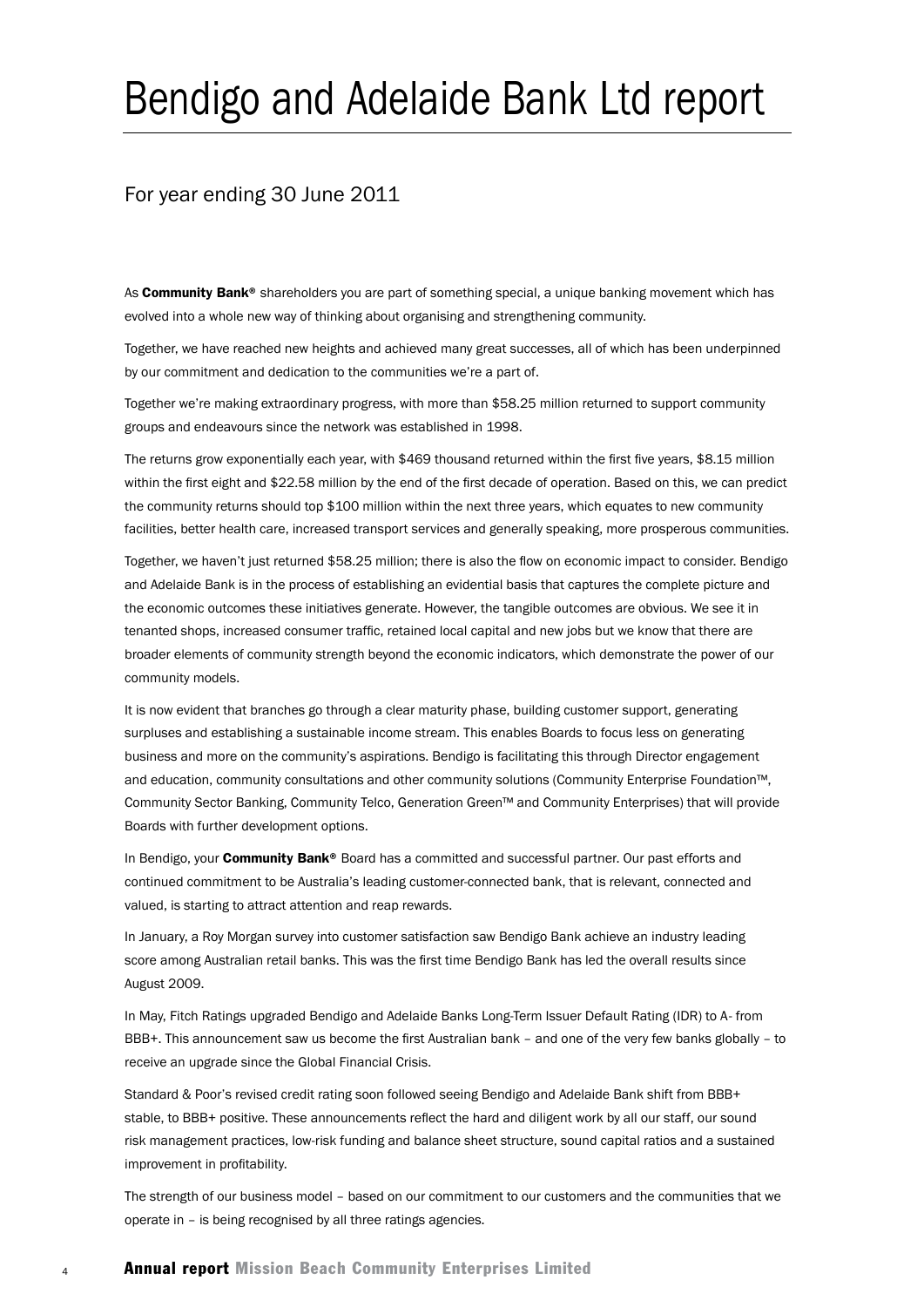# Bendigo and Adelaide Bank Ltd report

## For year ending 30 June 2011

As **Community Bank®** shareholders you are part of something special, a unique banking movement which has evolved into a whole new way of thinking about organising and strengthening community.

Together, we have reached new heights and achieved many great successes, all of which has been underpinned by our commitment and dedication to the communities we're a part of.

Together we're making extraordinary progress, with more than $58.25 million returned to support community groups and endeavours since the network was established in 1998.

The returns grow exponentially each year, with $469 thousand returned within the first five years, $8.15 million within the first eight and $22.58 million by the end of the first decade of operation. Based on this, we can predict the community returns should top $100 million within the next three years, which equates to new community facilities, better health care, increased transport services and generally speaking, more prosperous communities.

Together, we haven't just returned $58.25 million; there is also the flow on economic impact to consider. Bendigo and Adelaide Bank is in the process of establishing an evidential basis that captures the complete picture and the economic outcomes these initiatives generate. However, the tangible outcomes are obvious. We see it in tenanted shops, increased consumer traffic, retained local capital and new jobs but we know that there are broader elements of community strength beyond the economic indicators, which demonstrate the power of our community models.

It is now evident that branches go through a clear maturity phase, building customer support, generating surpluses and establishing a sustainable income stream. This enables Boards to focus less on generating business and more on the community's aspirations. Bendigo is facilitating this through Director engagement and education, community consultations and other community solutions (Community Enterprise Foundation™, Community Sector Banking, Community Telco, Generation Green™ and Community Enterprises) that will provide Boards with further development options.

In Bendigo, your **Community Bank®** Board has a committed and successful partner. Our past efforts and continued commitment to be Australia's leading customer-connected bank, that is relevant, connected and valued, is starting to attract attention and reap rewards.

In January, a Roy Morgan survey into customer satisfaction saw Bendigo Bank achieve an industry leading score among Australian retail banks. This was the first time Bendigo Bank has led the overall results since August 2009.

In May, Fitch Ratings upgraded Bendigo and Adelaide Banks Long-Term Issuer Default Rating (IDR) to A- from BBB+. This announcement saw us become the first Australian bank – and one of the very few banks globally – to receive an upgrade since the Global Financial Crisis.

Standard & Poor's revised credit rating soon followed seeing Bendigo and Adelaide Bank shift from BBB+ stable, to BBB+ positive. These announcements reflect the hard and diligent work by all our staff, our sound risk management practices, low-risk funding and balance sheet structure, sound capital ratios and a sustained improvement in profitability.

The strength of our business model – based on our commitment to our customers and the communities that we operate in – is being recognised by all three ratings agencies.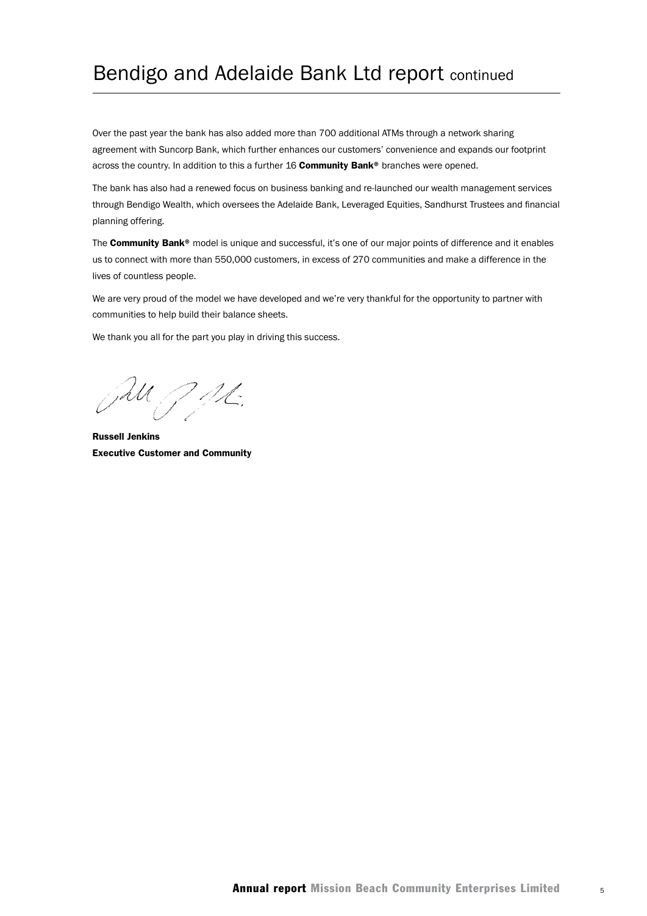# Bendigo and Adelaide Bank Ltd report continued

Over the past year the bank has also added more than 700 additional ATMs through a network sharing agreement with Suncorp Bank, which further enhances our customers' convenience and expands our footprint across the country. In addition to this a further 16 **Community Bank®** branches were opened.

The bank has also had a renewed focus on business banking and re-launched our wealth management services through Bendigo Wealth, which oversees the Adelaide Bank, Leveraged Equities, Sandhurst Trustees and financial planning offering.

The **Community Bank®** model is unique and successful, it's one of our major points of difference and it enables us to connect with more than 550,000 customers, in excess of 270 communities and make a difference in the lives of countless people.

We are very proud of the model we have developed and we're very thankful for the opportunity to partner with communities to help build their balance sheets.

We thank you all for the part you play in driving this success.

**Russell Jenkins**
**Executive Customer and Community**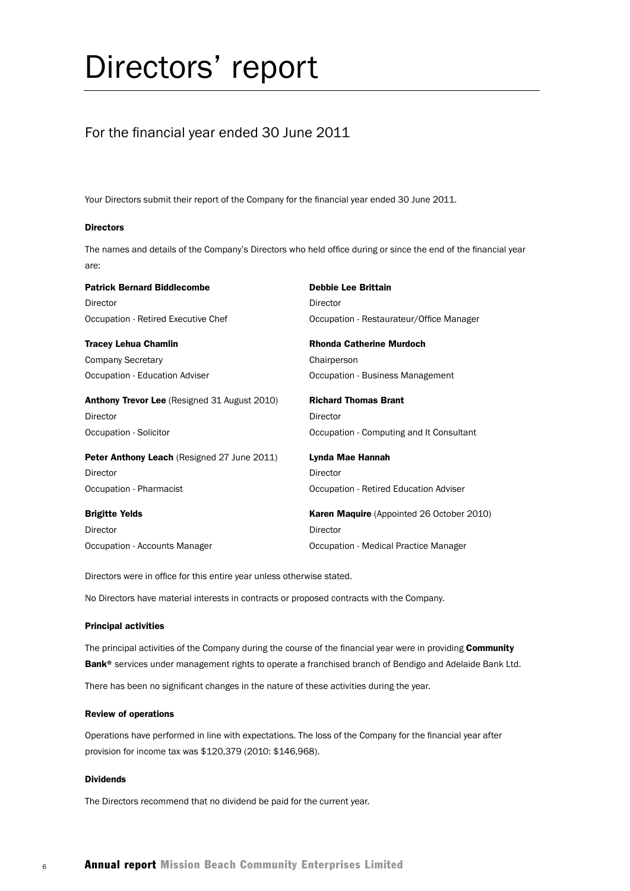# Directors' report

## For the financial year ended 30 June 2011

Your Directors submit their report of the Company for the financial year ended 30 June 2011.

#### Directors

The names and details of the Company's Directors who held office during or since the end of the financial year are:

**Patrick Bernard Biddlecombe**
Director
Occupation - Retired Executive Chef

**Debbie Lee Brittain**
Director
Occupation - Restaurateur/Office Manager

**Tracey Lehua Chamlin**
Company Secretary
Occupation - Education Adviser

**Rhonda Catherine Murdoch**
Chairperson
Occupation - Business Management

**Anthony Trevor Lee** (Resigned 31 August 2010)
Director
Occupation - Solicitor

**Richard Thomas Brant**
Director
Occupation - Computing and It Consultant

**Peter Anthony Leach** (Resigned 27 June 2011)
Director
Occupation - Pharmacist

**Lynda Mae Hannah**
Director
Occupation - Retired Education Adviser

**Brigitte Yelds**
Director
Occupation - Accounts Manager

**Karen Maquire** (Appointed 26 October 2010)
Director
Occupation - Medical Practice Manager

Directors were in office for this entire year unless otherwise stated.

No Directors have material interests in contracts or proposed contracts with the Company.

#### Principal activities

The principal activities of the Company during the course of the financial year were in providing **Community Bank®** services under management rights to operate a franchised branch of Bendigo and Adelaide Bank Ltd.

There has been no significant changes in the nature of these activities during the year.

#### Review of operations

Operations have performed in line with expectations. The loss of the Company for the financial year after provision for income tax was $120,379 (2010: $146,968).

#### Dividends

The Directors recommend that no dividend be paid for the current year.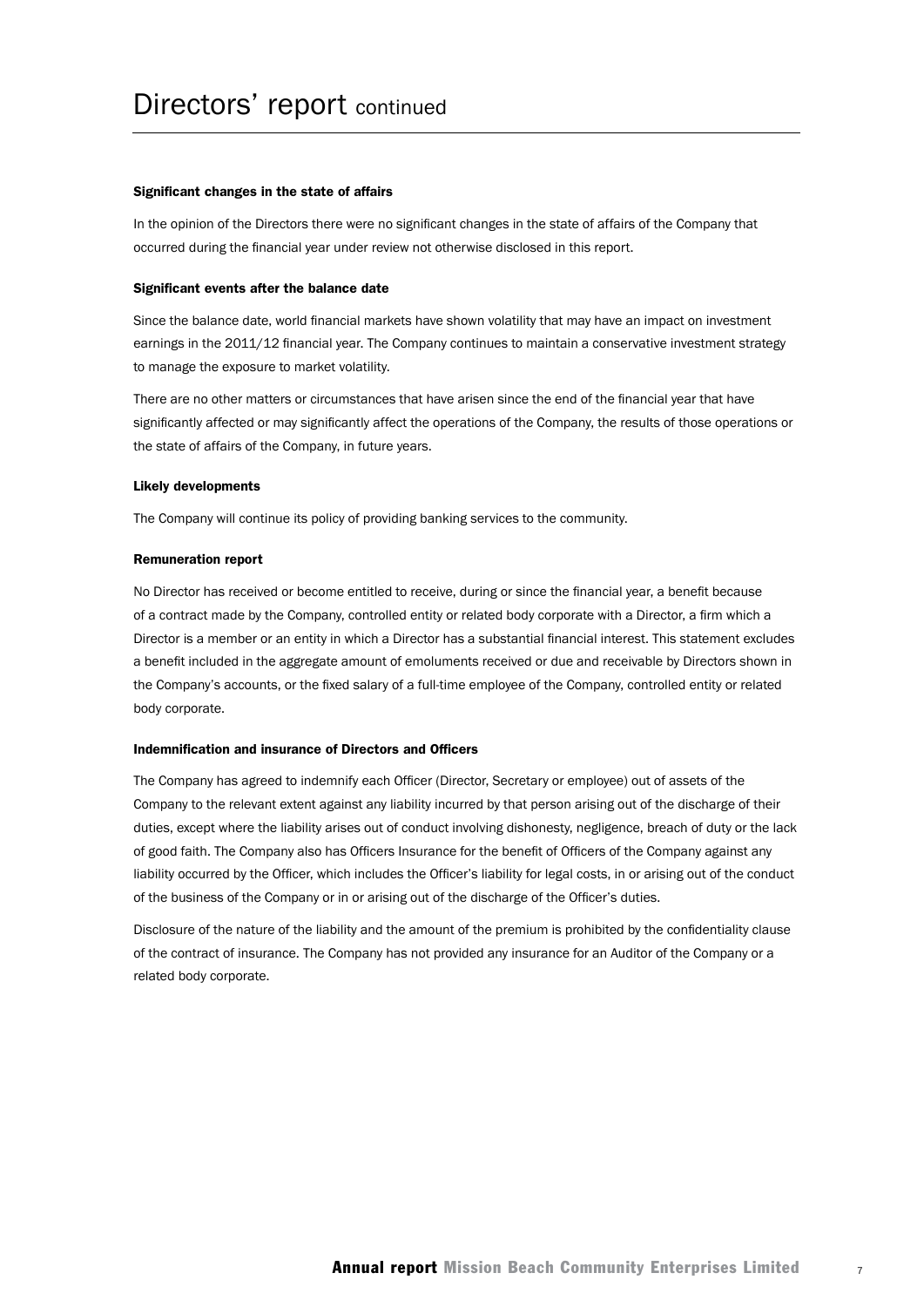# Directors' report continued

#### Significant changes in the state of affairs

In the opinion of the Directors there were no significant changes in the state of affairs of the Company that occurred during the financial year under review not otherwise disclosed in this report.

#### Significant events after the balance date

Since the balance date, world financial markets have shown volatility that may have an impact on investment earnings in the 2011/12 financial year. The Company continues to maintain a conservative investment strategy to manage the exposure to market volatility.

There are no other matters or circumstances that have arisen since the end of the financial year that have significantly affected or may significantly affect the operations of the Company, the results of those operations or the state of affairs of the Company, in future years.

#### Likely developments

The Company will continue its policy of providing banking services to the community.

#### Remuneration report

No Director has received or become entitled to receive, during or since the financial year, a benefit because of a contract made by the Company, controlled entity or related body corporate with a Director, a firm which a Director is a member or an entity in which a Director has a substantial financial interest. This statement excludes a benefit included in the aggregate amount of emoluments received or due and receivable by Directors shown in the Company's accounts, or the fixed salary of a full-time employee of the Company, controlled entity or related body corporate.

#### Indemnification and insurance of Directors and Officers

The Company has agreed to indemnify each Officer (Director, Secretary or employee) out of assets of the Company to the relevant extent against any liability incurred by that person arising out of the discharge of their duties, except where the liability arises out of conduct involving dishonesty, negligence, breach of duty or the lack of good faith. The Company also has Officers Insurance for the benefit of Officers of the Company against any liability occurred by the Officer, which includes the Officer's liability for legal costs, in or arising out of the conduct of the business of the Company or in or arising out of the discharge of the Officer's duties.

Disclosure of the nature of the liability and the amount of the premium is prohibited by the confidentiality clause of the contract of insurance. The Company has not provided any insurance for an Auditor of the Company or a related body corporate.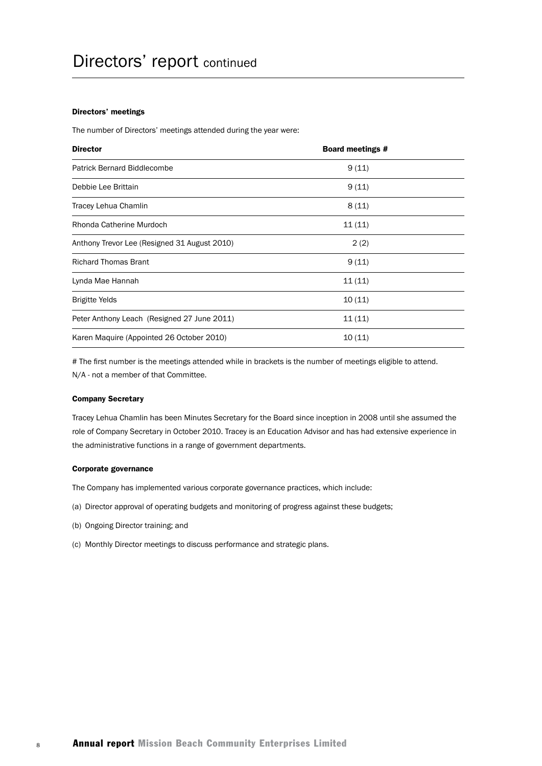# Directors' report continued

### Directors' meetings

The number of Directors' meetings attended during the year were:

| Director | Board meetings # |
|---|---|
| Patrick Bernard Biddlecombe | 9 (11) |
| Debbie Lee Brittain | 9 (11) |
| Tracey Lehua Chamlin | 8 (11) |
| Rhonda Catherine Murdoch | 11 (11) |
| Anthony Trevor Lee (Resigned 31 August 2010) | 2 (2) |
| Richard Thomas Brant | 9 (11) |
| Lynda Mae Hannah | 11 (11) |
| Brigitte Yelds | 10 (11) |
| Peter Anthony Leach (Resigned 27 June 2011) | 11 (11) |
| Karen Maquire (Appointed 26 October 2010) | 10 (11) |

# The first number is the meetings attended while in brackets is the number of meetings eligible to attend.
N/A - not a member of that Committee.

### Company Secretary

Tracey Lehua Chamlin has been Minutes Secretary for the Board since inception in 2008 until she assumed the role of Company Secretary in October 2010. Tracey is an Education Advisor and has had extensive experience in the administrative functions in a range of government departments.

### Corporate governance

The Company has implemented various corporate governance practices, which include:

(a) Director approval of operating budgets and monitoring of progress against these budgets;

(b) Ongoing Director training; and

(c) Monthly Director meetings to discuss performance and strategic plans.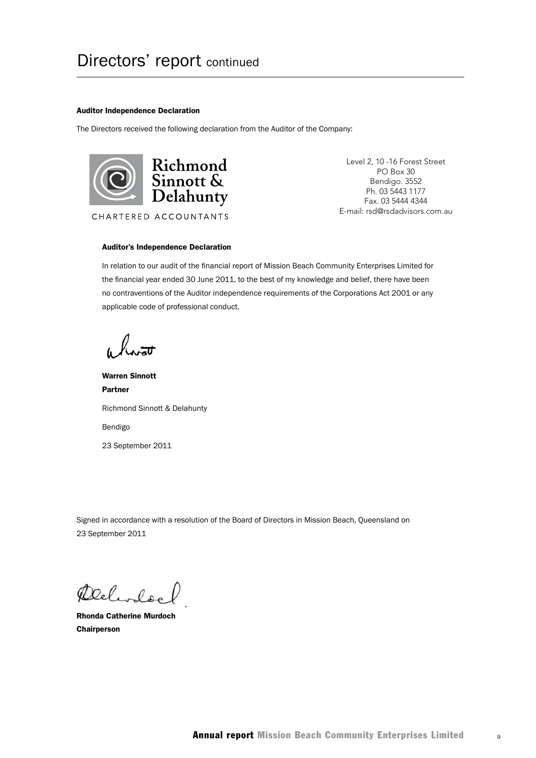# Directors' report continued

**Auditor Independence Declaration**

The Directors received the following declaration from the Auditor of the Company:

Richmond Sinnott & Delahunty

CHARTERED ACCOUNTANTS

Level 2, 10 -16 Forest Street
PO Box 30
Bendigo. 3552
Ph. 03 5443 1177
Fax. 03 5444 4344
E-mail: rsd@rsdadvisors.com.au

**Auditor's Independence Declaration**

In relation to our audit of the financial report of Mission Beach Community Enterprises Limited for the financial year ended 30 June 2011, to the best of my knowledge and belief, there have been no contraventions of the Auditor independence requirements of the Corporations Act 2001 or any applicable code of professional conduct.

**Warren Sinnott**
**Partner**

Richmond Sinnott & Delahunty

Bendigo

23 September 2011

Signed in accordance with a resolution of the Board of Directors in Mission Beach, Queensland on 23 September 2011

**Rhonda Catherine Murdoch**
**Chairperson**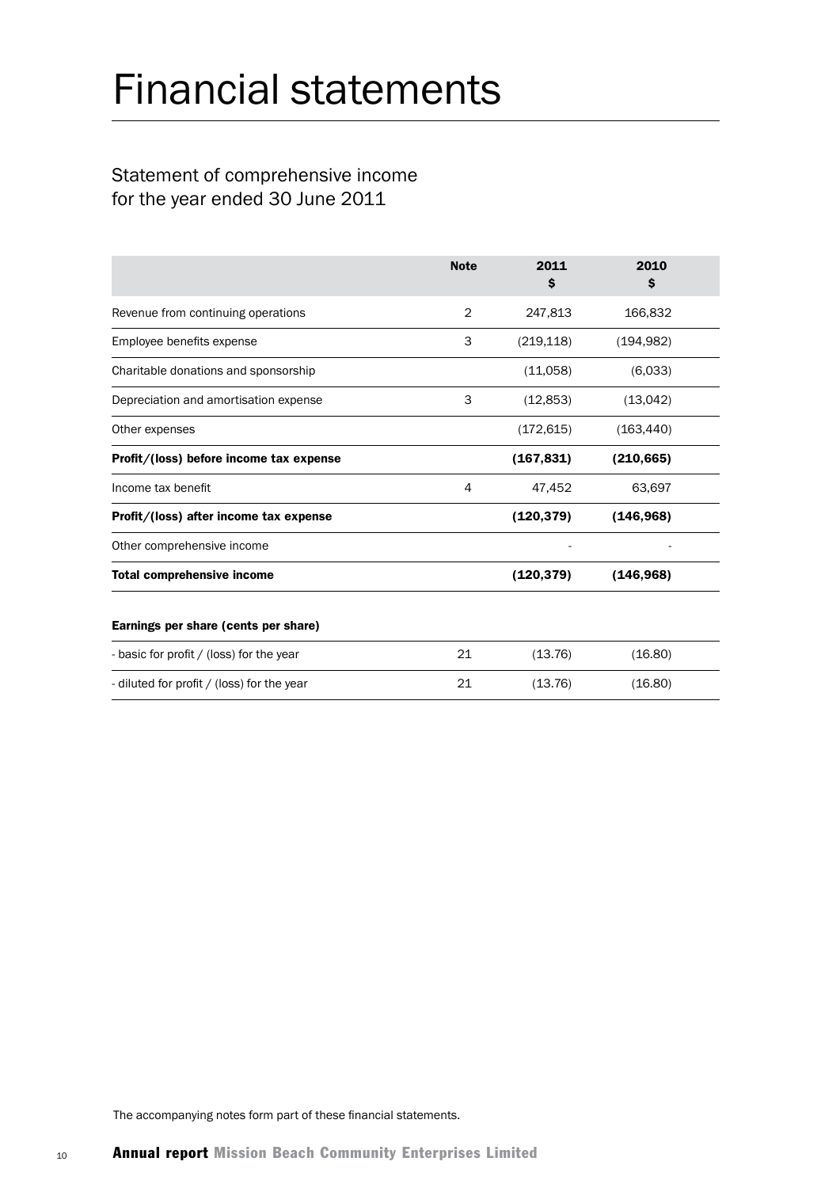# Financial statements

## Statement of comprehensive income for the year ended 30 June 2011

| | Note | 2011 $ | 2010 $ |
|---|---|---|---|
| Revenue from continuing operations | 2 | 247,813 | 166,832 |
| Employee benefits expense | 3 | (219,118) | (194,982) |
| Charitable donations and sponsorship | | (11,058) | (6,033) |
| Depreciation and amortisation expense | 3 | (12,853) | (13,042) |
| Other expenses | | (172,615) | (163,440) |
| **Profit/(loss) before income tax expense** | | **(167,831)** | **(210,665)** |
| Income tax benefit | 4 | 47,452 | 63,697 |
| **Profit/(loss) after income tax expense** | | **(120,379)** | **(146,968)** |
| Other comprehensive income | | - | - |
| **Total comprehensive income** | | **(120,379)** | **(146,968)** |
| | | | |
| **Earnings per share (cents per share)** | | | |
| - basic for profit / (loss) for the year | 21 | (13.76) | (16.80) |
| - diluted for profit / (loss) for the year | 21 | (13.76) | (16.80) |

The accompanying notes form part of these financial statements.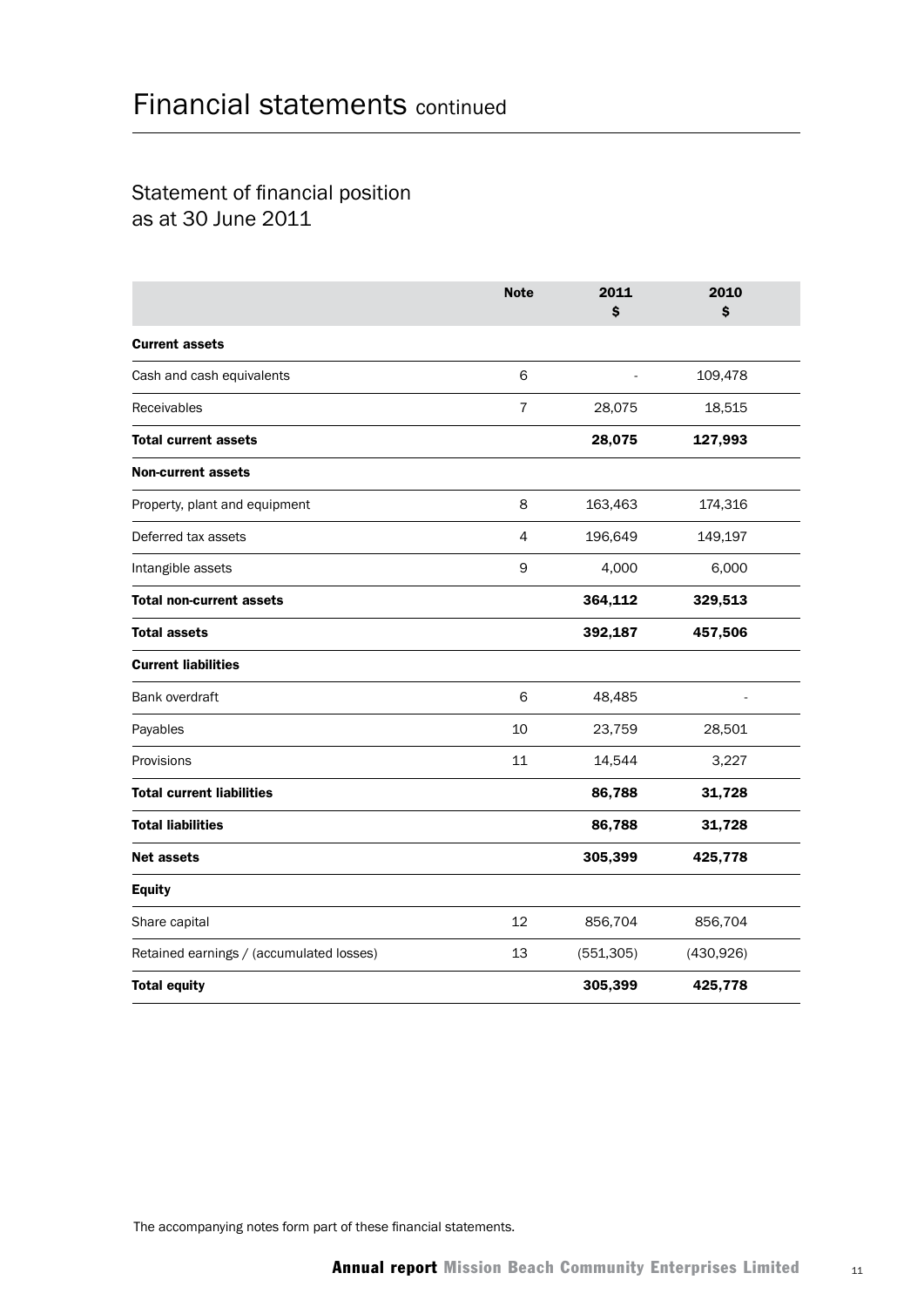# Financial statements continued

## Statement of financial position as at 30 June 2011

| | Note | 2011 $ | 2010 $ |
|---|---|---|---|
| **Current assets** | | | |
| Cash and cash equivalents | 6 | - | 109,478 |
| Receivables | 7 | 28,075 | 18,515 |
| **Total current assets** | | **28,075** | **127,993** |
| **Non-current assets** | | | |
| Property, plant and equipment | 8 | 163,463 | 174,316 |
| Deferred tax assets | 4 | 196,649 | 149,197 |
| Intangible assets | 9 | 4,000 | 6,000 |
| **Total non-current assets** | | **364,112** | **329,513** |
| **Total assets** | | **392,187** | **457,506** |
| **Current liabilities** | | | |
| Bank overdraft | 6 | 48,485 | - |
| Payables | 10 | 23,759 | 28,501 |
| Provisions | 11 | 14,544 | 3,227 |
| **Total current liabilities** | | **86,788** | **31,728** |
| **Total liabilities** | | **86,788** | **31,728** |
| **Net assets** | | **305,399** | **425,778** |
| **Equity** | | | |
| Share capital | 12 | 856,704 | 856,704 |
| Retained earnings / (accumulated losses) | 13 | (551,305) | (430,926) |
| **Total equity** | | **305,399** | **425,778** |

The accompanying notes form part of these financial statements.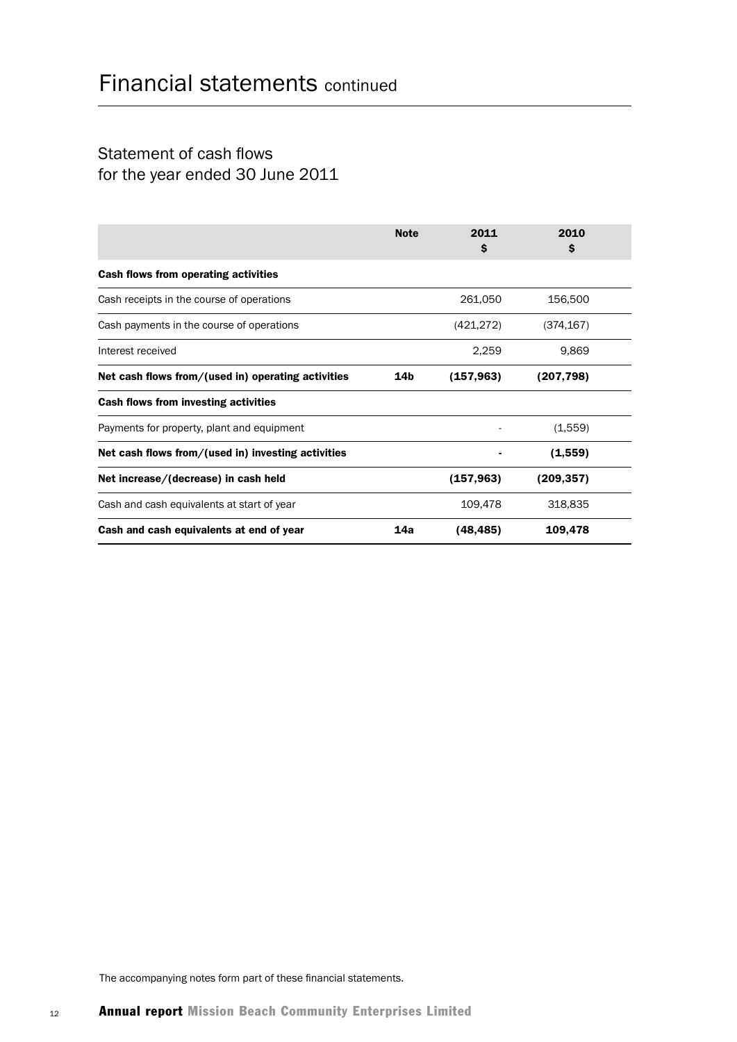# Financial statements continued

## Statement of cash flows for the year ended 30 June 2011

| | Note | 2011 $ | 2010 $ |
|---|---|---|---|
| **Cash flows from operating activities** | | | |
| Cash receipts in the course of operations | | 261,050 | 156,500 |
| Cash payments in the course of operations | | (421,272) | (374,167) |
| Interest received | | 2,259 | 9,869 |
| **Net cash flows from/(used in) operating activities** | **14b** | **(157,963)** | **(207,798)** |
| **Cash flows from investing activities** | | | |
| Payments for property, plant and equipment | | - | (1,559) |
| **Net cash flows from/(used in) investing activities** | | **-** | **(1,559)** |
| **Net increase/(decrease) in cash held** | | **(157,963)** | **(209,357)** |
| Cash and cash equivalents at start of year | | 109,478 | 318,835 |
| **Cash and cash equivalents at end of year** | **14a** | **(48,485)** | **109,478** |

The accompanying notes form part of these financial statements.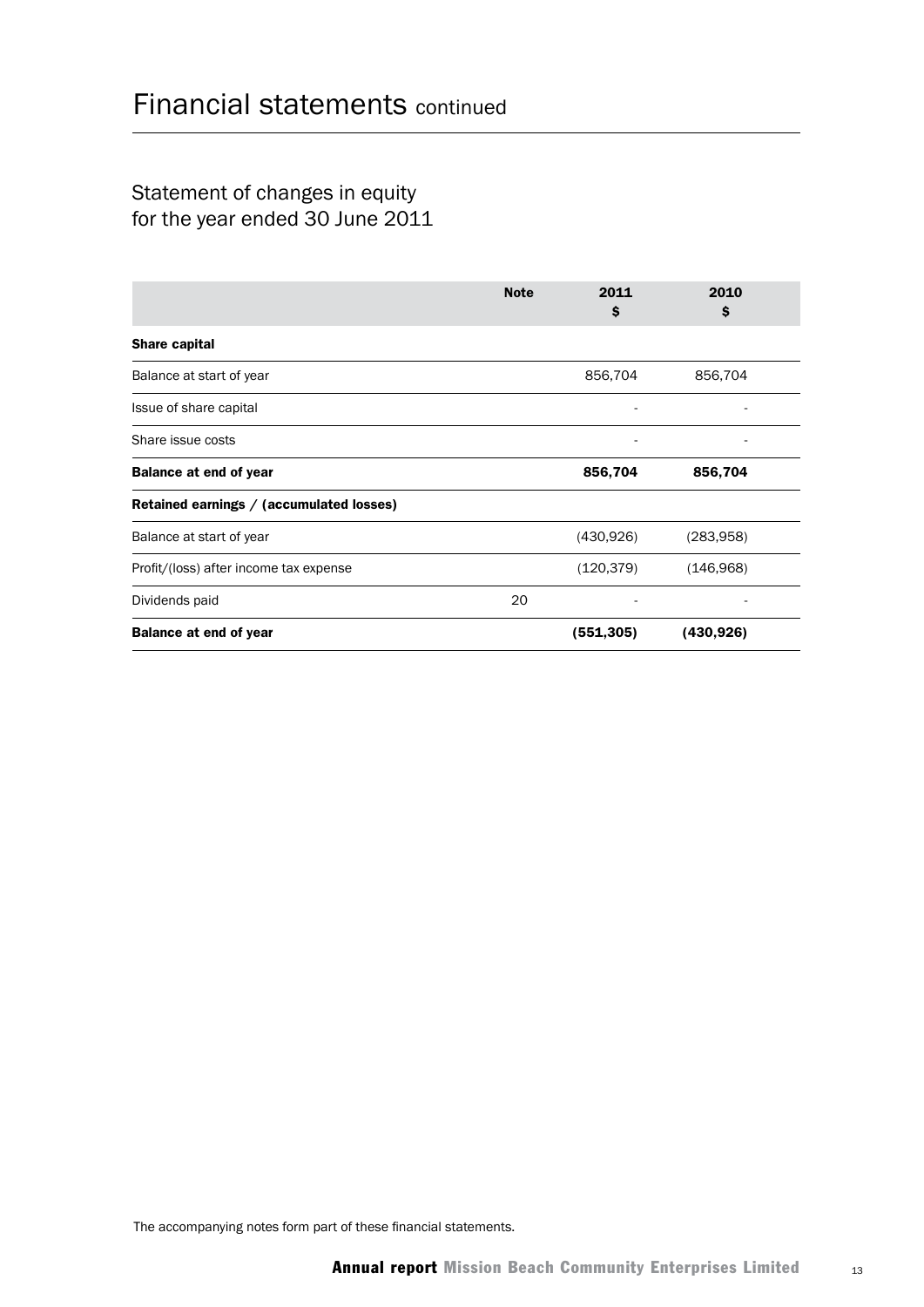# Financial statements continued

## Statement of changes in equity for the year ended 30 June 2011

| | Note | 2011 $ | 2010 $ |
|---|---|---|---|
| **Share capital** | | | |
| Balance at start of year | | 856,704 | 856,704 |
| Issue of share capital | | - | - |
| Share issue costs | | - | - |
| **Balance at end of year** | | **856,704** | **856,704** |
| **Retained earnings / (accumulated losses)** | | | |
| Balance at start of year | | (430,926) | (283,958) |
| Profit/(loss) after income tax expense | | (120,379) | (146,968) |
| Dividends paid | 20 | - | - |
| **Balance at end of year** | | **(551,305)** | **(430,926)** |

The accompanying notes form part of these financial statements.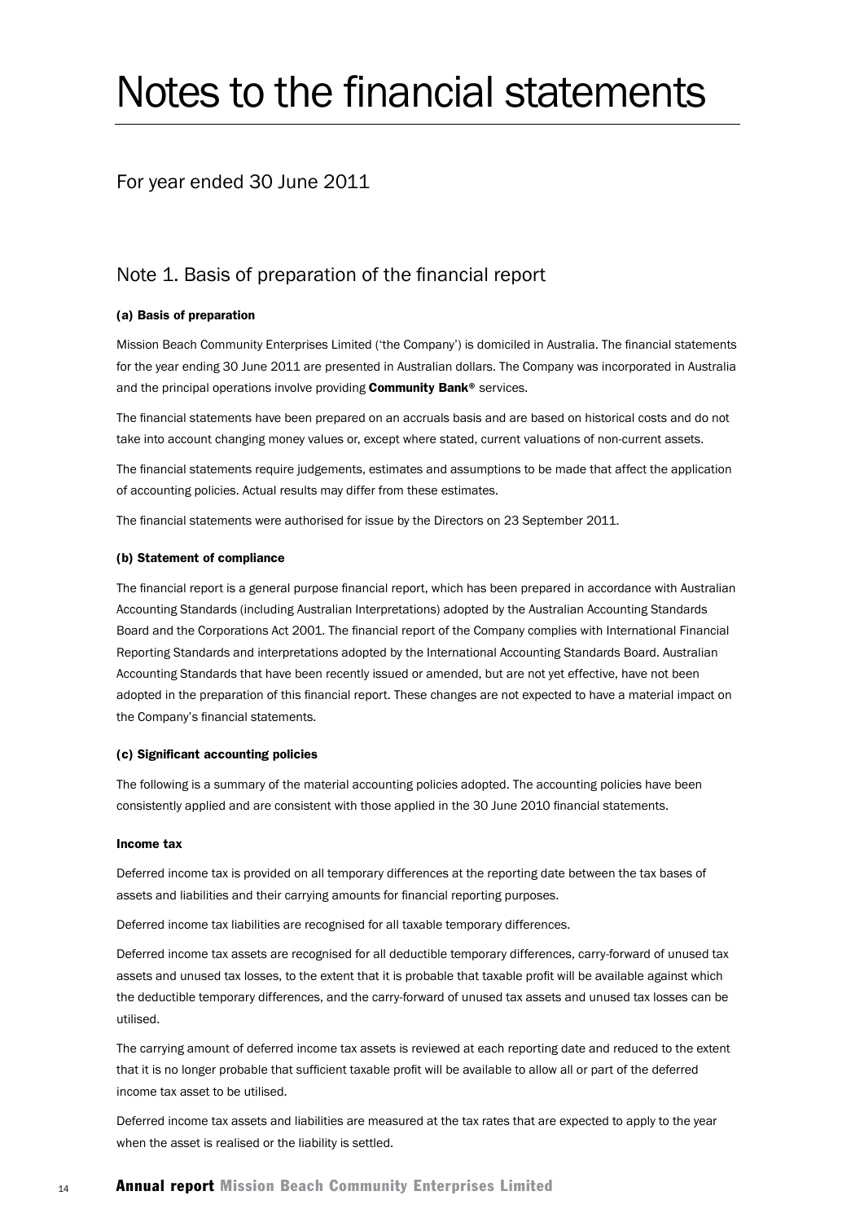# Notes to the financial statements

For year ended 30 June 2011

## Note 1. Basis of preparation of the financial report

**(a) Basis of preparation**

Mission Beach Community Enterprises Limited ('the Company') is domiciled in Australia. The financial statements for the year ending 30 June 2011 are presented in Australian dollars. The Company was incorporated in Australia and the principal operations involve providing **Community Bank®** services.

The financial statements have been prepared on an accruals basis and are based on historical costs and do not take into account changing money values or, except where stated, current valuations of non-current assets.

The financial statements require judgements, estimates and assumptions to be made that affect the application of accounting policies. Actual results may differ from these estimates.

The financial statements were authorised for issue by the Directors on 23 September 2011.

**(b) Statement of compliance**

The financial report is a general purpose financial report, which has been prepared in accordance with Australian Accounting Standards (including Australian Interpretations) adopted by the Australian Accounting Standards Board and the Corporations Act 2001. The financial report of the Company complies with International Financial Reporting Standards and interpretations adopted by the International Accounting Standards Board. Australian Accounting Standards that have been recently issued or amended, but are not yet effective, have not been adopted in the preparation of this financial report. These changes are not expected to have a material impact on the Company's financial statements.

**(c) Significant accounting policies**

The following is a summary of the material accounting policies adopted. The accounting policies have been consistently applied and are consistent with those applied in the 30 June 2010 financial statements.

**Income tax**

Deferred income tax is provided on all temporary differences at the reporting date between the tax bases of assets and liabilities and their carrying amounts for financial reporting purposes.

Deferred income tax liabilities are recognised for all taxable temporary differences.

Deferred income tax assets are recognised for all deductible temporary differences, carry-forward of unused tax assets and unused tax losses, to the extent that it is probable that taxable profit will be available against which the deductible temporary differences, and the carry-forward of unused tax assets and unused tax losses can be utilised.

The carrying amount of deferred income tax assets is reviewed at each reporting date and reduced to the extent that it is no longer probable that sufficient taxable profit will be available to allow all or part of the deferred income tax asset to be utilised.

Deferred income tax assets and liabilities are measured at the tax rates that are expected to apply to the year when the asset is realised or the liability is settled.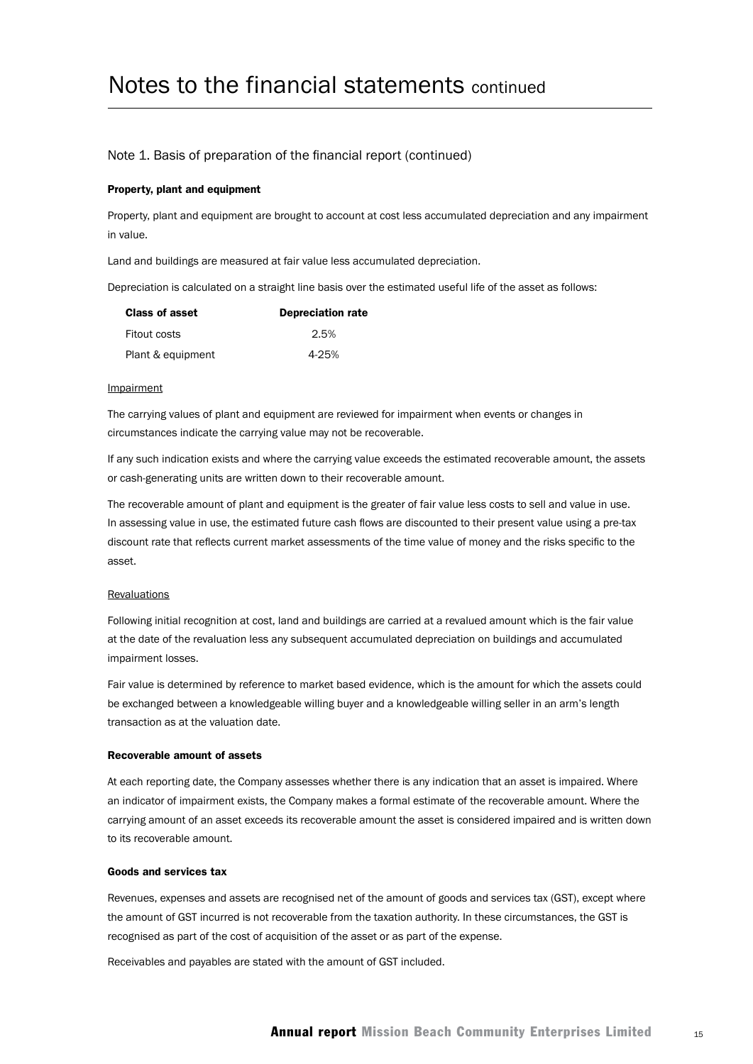# Notes to the financial statements continued

## Note 1. Basis of preparation of the financial report (continued)

### Property, plant and equipment

Property, plant and equipment are brought to account at cost less accumulated depreciation and any impairment in value.

Land and buildings are measured at fair value less accumulated depreciation.

Depreciation is calculated on a straight line basis over the estimated useful life of the asset as follows:

| Class of asset | Depreciation rate |
|---|---|
| Fitout costs | 2.5% |
| Plant & equipment | 4-25% |

Impairment

The carrying values of plant and equipment are reviewed for impairment when events or changes in circumstances indicate the carrying value may not be recoverable.

If any such indication exists and where the carrying value exceeds the estimated recoverable amount, the assets or cash-generating units are written down to their recoverable amount.

The recoverable amount of plant and equipment is the greater of fair value less costs to sell and value in use. In assessing value in use, the estimated future cash flows are discounted to their present value using a pre-tax discount rate that reflects current market assessments of the time value of money and the risks specific to the asset.

Revaluations

Following initial recognition at cost, land and buildings are carried at a revalued amount which is the fair value at the date of the revaluation less any subsequent accumulated depreciation on buildings and accumulated impairment losses.

Fair value is determined by reference to market based evidence, which is the amount for which the assets could be exchanged between a knowledgeable willing buyer and a knowledgeable willing seller in an arm's length transaction as at the valuation date.

### Recoverable amount of assets

At each reporting date, the Company assesses whether there is any indication that an asset is impaired. Where an indicator of impairment exists, the Company makes a formal estimate of the recoverable amount. Where the carrying amount of an asset exceeds its recoverable amount the asset is considered impaired and is written down to its recoverable amount.

### Goods and services tax

Revenues, expenses and assets are recognised net of the amount of goods and services tax (GST), except where the amount of GST incurred is not recoverable from the taxation authority. In these circumstances, the GST is recognised as part of the cost of acquisition of the asset or as part of the expense.

Receivables and payables are stated with the amount of GST included.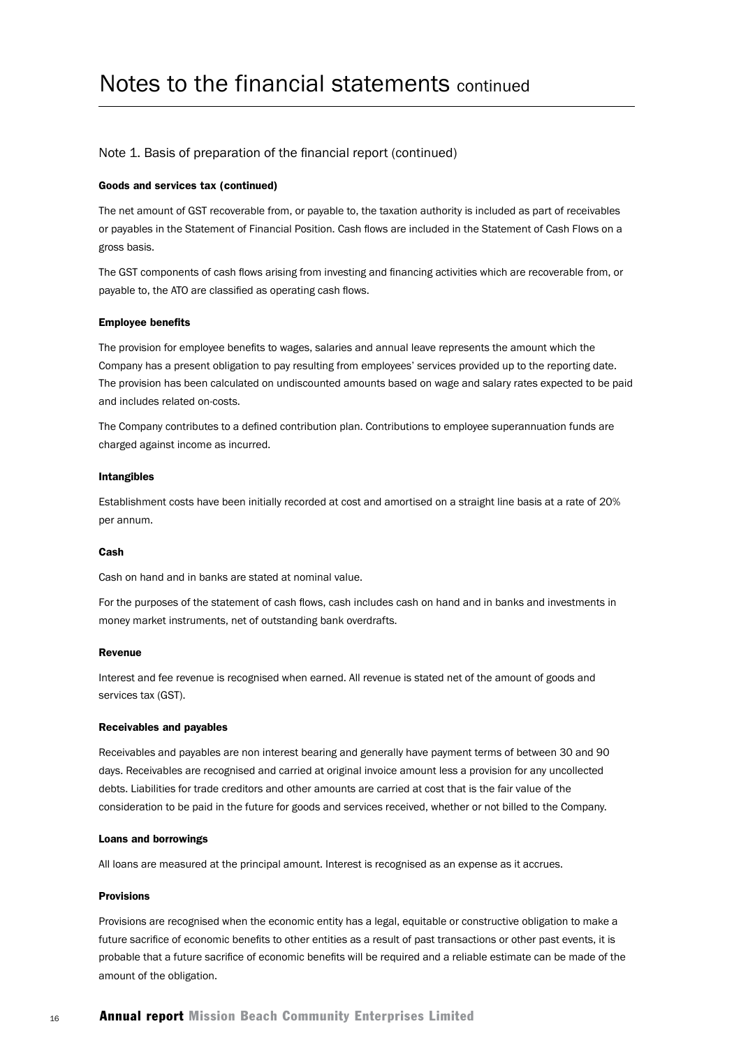# Notes to the financial statements continued

## Note 1. Basis of preparation of the financial report (continued)

### Goods and services tax (continued)

The net amount of GST recoverable from, or payable to, the taxation authority is included as part of receivables or payables in the Statement of Financial Position. Cash flows are included in the Statement of Cash Flows on a gross basis.

The GST components of cash flows arising from investing and financing activities which are recoverable from, or payable to, the ATO are classified as operating cash flows.

### Employee benefits

The provision for employee benefits to wages, salaries and annual leave represents the amount which the Company has a present obligation to pay resulting from employees' services provided up to the reporting date. The provision has been calculated on undiscounted amounts based on wage and salary rates expected to be paid and includes related on-costs.

The Company contributes to a defined contribution plan. Contributions to employee superannuation funds are charged against income as incurred.

### Intangibles

Establishment costs have been initially recorded at cost and amortised on a straight line basis at a rate of 20% per annum.

### Cash

Cash on hand and in banks are stated at nominal value.

For the purposes of the statement of cash flows, cash includes cash on hand and in banks and investments in money market instruments, net of outstanding bank overdrafts.

### Revenue

Interest and fee revenue is recognised when earned. All revenue is stated net of the amount of goods and services tax (GST).

### Receivables and payables

Receivables and payables are non interest bearing and generally have payment terms of between 30 and 90 days. Receivables are recognised and carried at original invoice amount less a provision for any uncollected debts. Liabilities for trade creditors and other amounts are carried at cost that is the fair value of the consideration to be paid in the future for goods and services received, whether or not billed to the Company.

### Loans and borrowings

All loans are measured at the principal amount. Interest is recognised as an expense as it accrues.

### Provisions

Provisions are recognised when the economic entity has a legal, equitable or constructive obligation to make a future sacrifice of economic benefits to other entities as a result of past transactions or other past events, it is probable that a future sacrifice of economic benefits will be required and a reliable estimate can be made of the amount of the obligation.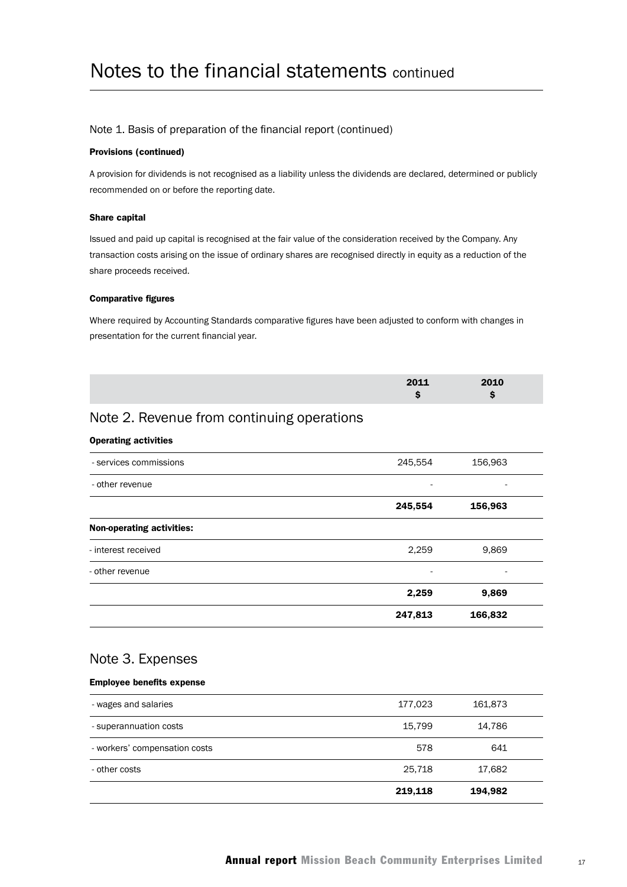# Notes to the financial statements continued

## Note 1. Basis of preparation of the financial report (continued)

**Provisions (continued)**

A provision for dividends is not recognised as a liability unless the dividends are declared, determined or publicly recommended on or before the reporting date.

**Share capital**

Issued and paid up capital is recognised at the fair value of the consideration received by the Company. Any transaction costs arising on the issue of ordinary shares are recognised directly in equity as a reduction of the share proceeds received.

**Comparative figures**

Where required by Accounting Standards comparative figures have been adjusted to conform with changes in presentation for the current financial year.

## Note 2. Revenue from continuing operations

| | 2011 $ | 2010 $ |
|---|---|---|
| **Operating activities** | | |
| - services commissions | 245,554 | 156,963 |
| - other revenue | - | - |
| | **245,554** | **156,963** |
| **Non-operating activities:** | | |
| - interest received | 2,259 | 9,869 |
| - other revenue | - | - |
| | **2,259** | **9,869** |
| | **247,813** | **166,832** |

## Note 3. Expenses

| | 2011 $ | 2010 $ |
|---|---|---|
| **Employee benefits expense** | | |
| - wages and salaries | 177,023 | 161,873 |
| - superannuation costs | 15,799 | 14,786 |
| - workers' compensation costs | 578 | 641 |
| - other costs | 25,718 | 17,682 |
| | **219,118** | **194,982** |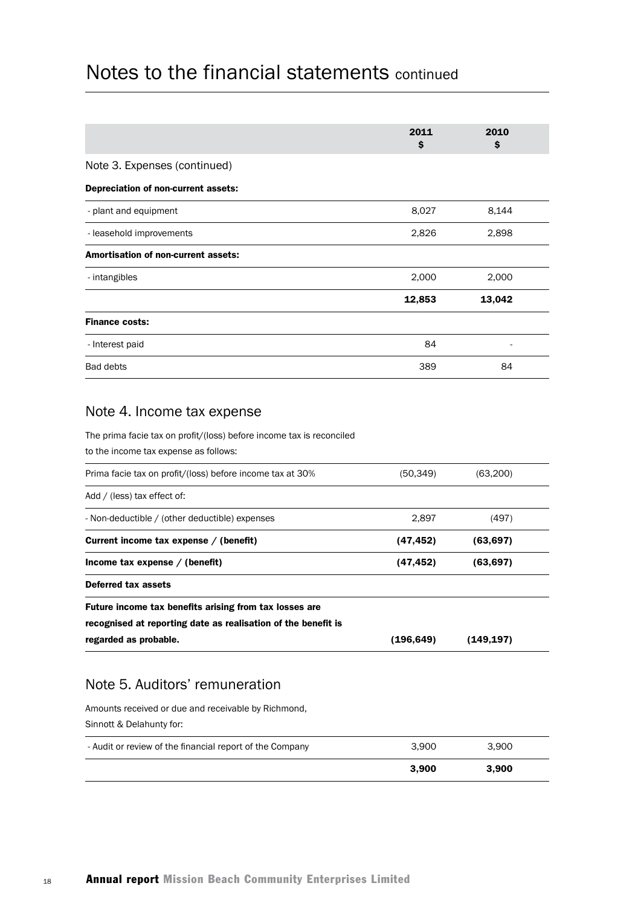# Notes to the financial statements continued

| | 2011 $ | 2010 $ |
|---|---|---|
| **Note 3. Expenses (continued)** | | |
| **Depreciation of non-current assets:** | | |
| - plant and equipment | 8,027 | 8,144 |
| - leasehold improvements | 2,826 | 2,898 |
| **Amortisation of non-current assets:** | | |
| - intangibles | 2,000 | 2,000 |
| | **12,853** | **13,042** |
| **Finance costs:** | | |
| - Interest paid | 84 | - |
| Bad debts | 389 | 84 |

## Note 4. Income tax expense

The prima facie tax on profit/(loss) before income tax is reconciled to the income tax expense as follows:

| | 2011 $ | 2010 $ |
|---|---|---|
| Prima facie tax on profit/(loss) before income tax at 30% | (50,349) | (63,200) |
| Add / (less) tax effect of: | | |
| - Non-deductible / (other deductible) expenses | 2,897 | (497) |
| **Current income tax expense / (benefit)** | **(47,452)** | **(63,697)** |
| **Income tax expense / (benefit)** | **(47,452)** | **(63,697)** |
| **Deferred tax assets** | | |
| **Future income tax benefits arising from tax losses are recognised at reporting date as realisation of the benefit is regarded as probable.** | **(196,649)** | **(149,197)** |

## Note 5. Auditors' remuneration

Amounts received or due and receivable by Richmond, Sinnott & Delahunty for:

| | 2011 $ | 2010 $ |
|---|---|---|
| - Audit or review of the financial report of the Company | 3,900 | 3,900 |
| | **3,900** | **3,900** |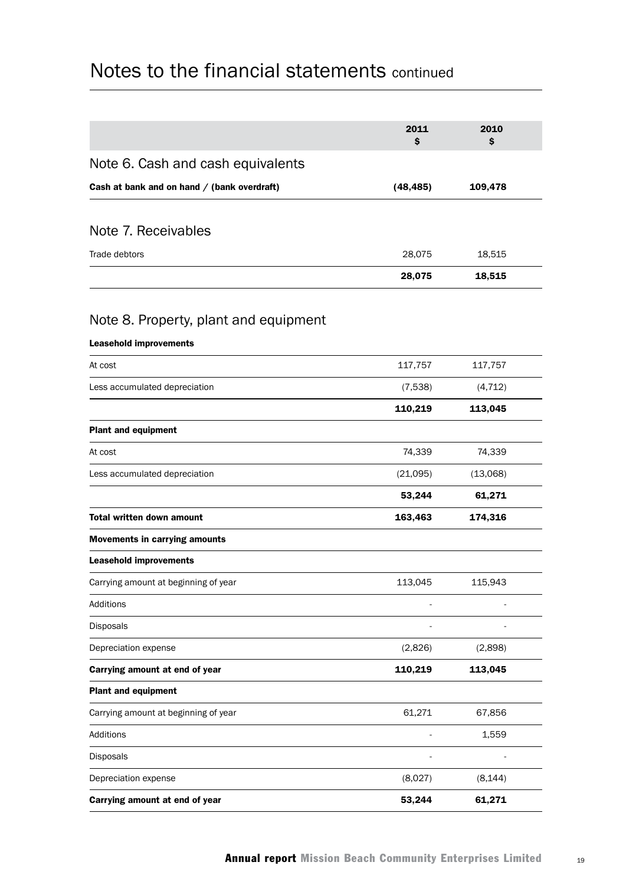# Notes to the financial statements continued

| | 2011<br>$ | 2010<br>$ |
|---|---|---|

## Note 6. Cash and cash equivalents

| | 2011<br>$ | 2010<br>$ |
|---|---|---|
| **Cash at bank and on hand / (bank overdraft)** | **(48,485)** | **109,478** |

## Note 7. Receivables

| | 2011<br>$ | 2010<br>$ |
|---|---|---|
| Trade debtors | 28,075 | 18,515 |
| | **28,075** | **18,515** |

## Note 8. Property, plant and equipment

| | 2011<br>$ | 2010<br>$ |
|---|---|---|
| **Leasehold improvements** | | |
| At cost | 117,757 | 117,757 |
| Less accumulated depreciation | (7,538) | (4,712) |
| | **110,219** | **113,045** |
| **Plant and equipment** | | |
| At cost | 74,339 | 74,339 |
| Less accumulated depreciation | (21,095) | (13,068) |
| | **53,244** | **61,271** |
| **Total written down amount** | **163,463** | **174,316** |
| **Movements in carrying amounts** | | |
| **Leasehold improvements** | | |
| Carrying amount at beginning of year | 113,045 | 115,943 |
| Additions | - | - |
| Disposals | - | - |
| Depreciation expense | (2,826) | (2,898) |
| **Carrying amount at end of year** | **110,219** | **113,045** |
| **Plant and equipment** | | |
| Carrying amount at beginning of year | 61,271 | 67,856 |
| Additions | - | 1,559 |
| Disposals | - | - |
| Depreciation expense | (8,027) | (8,144) |
| **Carrying amount at end of year** | **53,244** | **61,271** |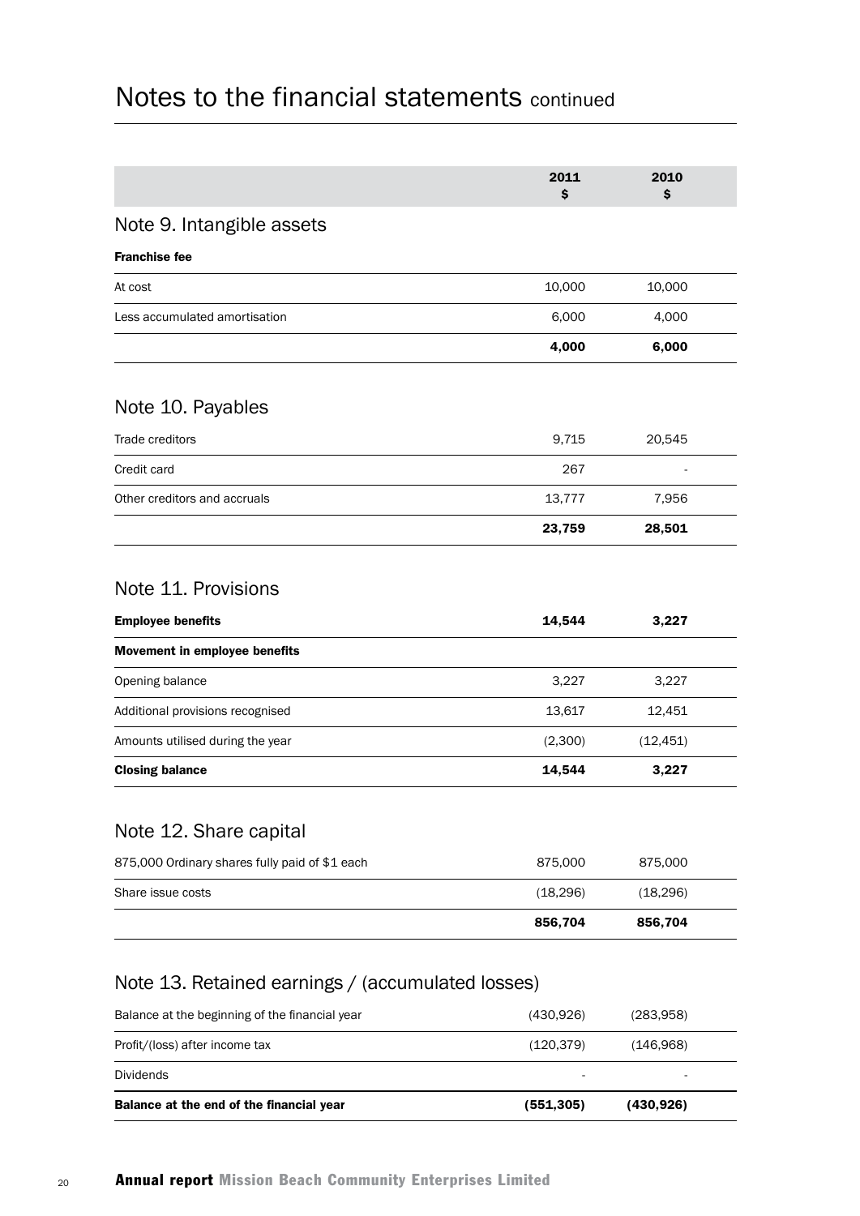# Notes to the financial statements continued

| | 2011 $ | 2010 $ |
|---|---|---|

## Note 9. Intangible assets

| **Franchise fee** | | |
|---|---|---|
| At cost | 10,000 | 10,000 |
| Less accumulated amortisation | 6,000 | 4,000 |
| | **4,000** | **6,000** |

## Note 10. Payables

| | | |
|---|---|---|
| Trade creditors | 9,715 | 20,545 |
| Credit card | 267 | - |
| Other creditors and accruals | 13,777 | 7,956 |
| | **23,759** | **28,501** |

## Note 11. Provisions

| | | |
|---|---|---|
| **Employee benefits** | **14,544** | **3,227** |
| **Movement in employee benefits** | | |
| Opening balance | 3,227 | 3,227 |
| Additional provisions recognised | 13,617 | 12,451 |
| Amounts utilised during the year | (2,300) | (12,451) |
| **Closing balance** | **14,544** | **3,227** |

## Note 12. Share capital

| | | |
|---|---|---|
| 875,000 Ordinary shares fully paid of $1 each | 875,000 | 875,000 |
| Share issue costs | (18,296) | (18,296) |
| | **856,704** | **856,704** |

## Note 13. Retained earnings / (accumulated losses)

| | | |
|---|---|---|
| Balance at the beginning of the financial year | (430,926) | (283,958) |
| Profit/(loss) after income tax | (120,379) | (146,968) |
| Dividends | - | - |
| **Balance at the end of the financial year** | **(551,305)** | **(430,926)** |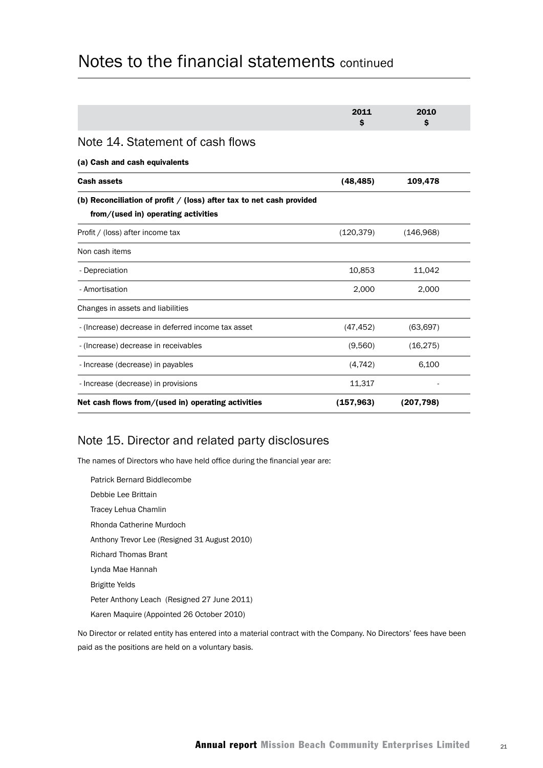# Notes to the financial statements continued

| | 2011 $ | 2010 $ |
|---|---|---|

## Note 14. Statement of cash flows

**(a) Cash and cash equivalents**

| | 2011 $ | 2010 $ |
|---|---|---|
| **Cash assets** | **(48,485)** | **109,478** |

| **(b) Reconciliation of profit / (loss) after tax to net cash provided from/(used in) operating activities** | 2011 $ | 2010 $ |
|---|---|---|
| Profit / (loss) after income tax | (120,379) | (146,968) |
| Non cash items | | |
| - Depreciation | 10,853 | 11,042 |
| - Amortisation | 2,000 | 2,000 |
| Changes in assets and liabilities | | |
| - (Increase) decrease in deferred income tax asset | (47,452) | (63,697) |
| - (Increase) decrease in receivables | (9,560) | (16,275) |
| - Increase (decrease) in payables | (4,742) | 6,100 |
| - Increase (decrease) in provisions | 11,317 | - |
| **Net cash flows from/(used in) operating activities** | **(157,963)** | **(207,798)** |

## Note 15. Director and related party disclosures

The names of Directors who have held office during the financial year are:

Patrick Bernard Biddlecombe
Debbie Lee Brittain
Tracey Lehua Chamlin
Rhonda Catherine Murdoch
Anthony Trevor Lee (Resigned 31 August 2010)
Richard Thomas Brant
Lynda Mae Hannah
Brigitte Yelds
Peter Anthony Leach (Resigned 27 June 2011)
Karen Maquire (Appointed 26 October 2010)

No Director or related entity has entered into a material contract with the Company. No Directors' fees have been paid as the positions are held on a voluntary basis.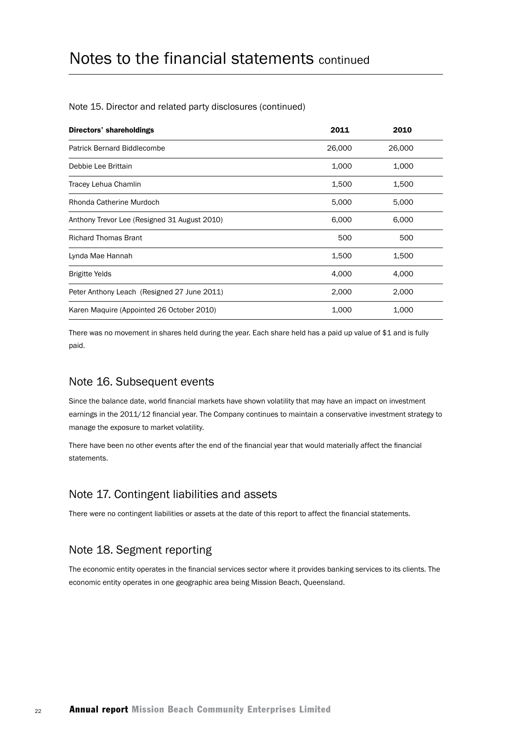# Notes to the financial statements continued

Note 15. Director and related party disclosures (continued)

| Directors' shareholdings | 2011 | 2010 |
|---|---|---|
| Patrick Bernard Biddlecombe | 26,000 | 26,000 |
| Debbie Lee Brittain | 1,000 | 1,000 |
| Tracey Lehua Chamlin | 1,500 | 1,500 |
| Rhonda Catherine Murdoch | 5,000 | 5,000 |
| Anthony Trevor Lee (Resigned 31 August 2010) | 6,000 | 6,000 |
| Richard Thomas Brant | 500 | 500 |
| Lynda Mae Hannah | 1,500 | 1,500 |
| Brigitte Yelds | 4,000 | 4,000 |
| Peter Anthony Leach (Resigned 27 June 2011) | 2,000 | 2,000 |
| Karen Maquire (Appointed 26 October 2010) | 1,000 | 1,000 |

There was no movement in shares held during the year. Each share held has a paid up value of $1 and is fully paid.

## Note 16. Subsequent events

Since the balance date, world financial markets have shown volatility that may have an impact on investment earnings in the 2011/12 financial year. The Company continues to maintain a conservative investment strategy to manage the exposure to market volatility.

There have been no other events after the end of the financial year that would materially affect the financial statements.

## Note 17. Contingent liabilities and assets

There were no contingent liabilities or assets at the date of this report to affect the financial statements.

## Note 18. Segment reporting

The economic entity operates in the financial services sector where it provides banking services to its clients. The economic entity operates in one geographic area being Mission Beach, Queensland.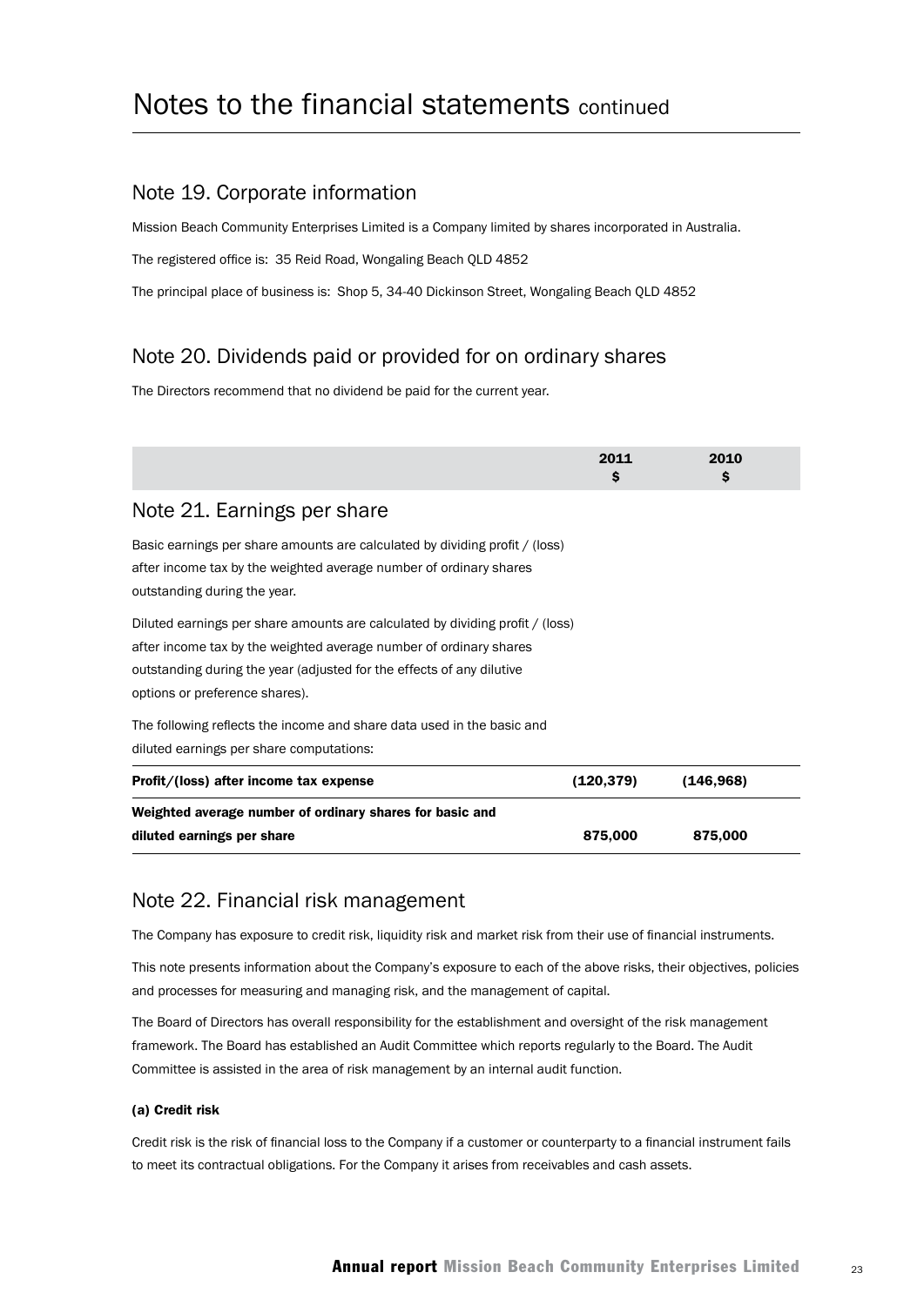# Notes to the financial statements continued

## Note 19. Corporate information

Mission Beach Community Enterprises Limited is a Company limited by shares incorporated in Australia.

The registered office is: 35 Reid Road, Wongaling Beach QLD 4852

The principal place of business is: Shop 5, 34-40 Dickinson Street, Wongaling Beach QLD 4852

## Note 20. Dividends paid or provided for on ordinary shares

The Directors recommend that no dividend be paid for the current year.

## Note 21. Earnings per share

Basic earnings per share amounts are calculated by dividing profit / (loss) after income tax by the weighted average number of ordinary shares outstanding during the year.

Diluted earnings per share amounts are calculated by dividing profit / (loss) after income tax by the weighted average number of ordinary shares outstanding during the year (adjusted for the effects of any dilutive options or preference shares).

The following reflects the income and share data used in the basic and diluted earnings per share computations:

| | 2011 $ | 2010 $ |
|---|---|---|
| **Profit/(loss) after income tax expense** | **(120,379)** | **(146,968)** |
| **Weighted average number of ordinary shares for basic and diluted earnings per share** | **875,000** | **875,000** |

## Note 22. Financial risk management

The Company has exposure to credit risk, liquidity risk and market risk from their use of financial instruments.

This note presents information about the Company's exposure to each of the above risks, their objectives, policies and processes for measuring and managing risk, and the management of capital.

The Board of Directors has overall responsibility for the establishment and oversight of the risk management framework. The Board has established an Audit Committee which reports regularly to the Board. The Audit Committee is assisted in the area of risk management by an internal audit function.

#### (a) Credit risk

Credit risk is the risk of financial loss to the Company if a customer or counterparty to a financial instrument fails to meet its contractual obligations. For the Company it arises from receivables and cash assets.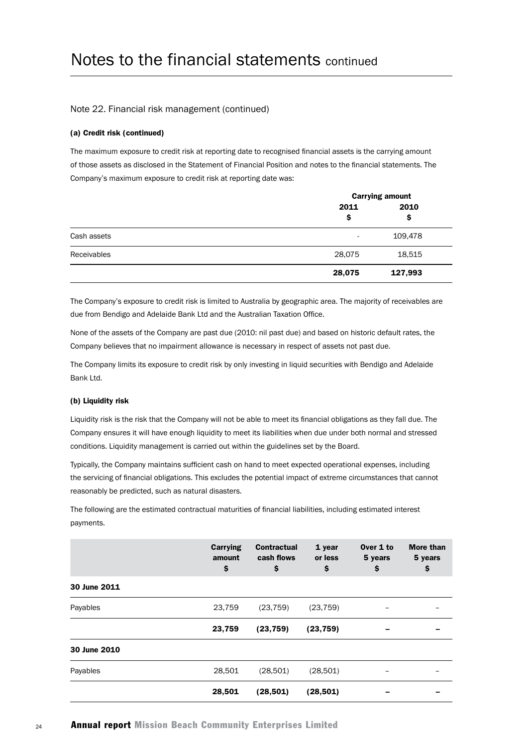# Notes to the financial statements continued

## Note 22. Financial risk management (continued)

### (a) Credit risk (continued)

The maximum exposure to credit risk at reporting date to recognised financial assets is the carrying amount of those assets as disclosed in the Statement of Financial Position and notes to the financial statements. The Company's maximum exposure to credit risk at reporting date was:

| | Carrying amount | |
|---|---|---|
| | 2011 $ | 2010 $ |
| Cash assets | - | 109,478 |
| Receivables | 28,075 | 18,515 |
| | **28,075** | **127,993** |

The Company's exposure to credit risk is limited to Australia by geographic area. The majority of receivables are due from Bendigo and Adelaide Bank Ltd and the Australian Taxation Office.

None of the assets of the Company are past due (2010: nil past due) and based on historic default rates, the Company believes that no impairment allowance is necessary in respect of assets not past due.

The Company limits its exposure to credit risk by only investing in liquid securities with Bendigo and Adelaide Bank Ltd.

### (b) Liquidity risk

Liquidity risk is the risk that the Company will not be able to meet its financial obligations as they fall due. The Company ensures it will have enough liquidity to meet its liabilities when due under both normal and stressed conditions. Liquidity management is carried out within the guidelines set by the Board.

Typically, the Company maintains sufficient cash on hand to meet expected operational expenses, including the servicing of financial obligations. This excludes the potential impact of extreme circumstances that cannot reasonably be predicted, such as natural disasters.

The following are the estimated contractual maturities of financial liabilities, including estimated interest payments.

| | Carrying amount $ | Contractual cash flows $ | 1 year or less $ | Over 1 to 5 years $ | More than 5 years $ |
|---|---|---|---|---|---|
| **30 June 2011** | | | | | |
| Payables | 23,759 | (23,759) | (23,759) | – | – |
| | **23,759** | **(23,759)** | **(23,759)** | **–** | **–** |
| **30 June 2010** | | | | | |
| Payables | 28,501 | (28,501) | (28,501) | – | – |
| | **28,501** | **(28,501)** | **(28,501)** | **–** | **–** |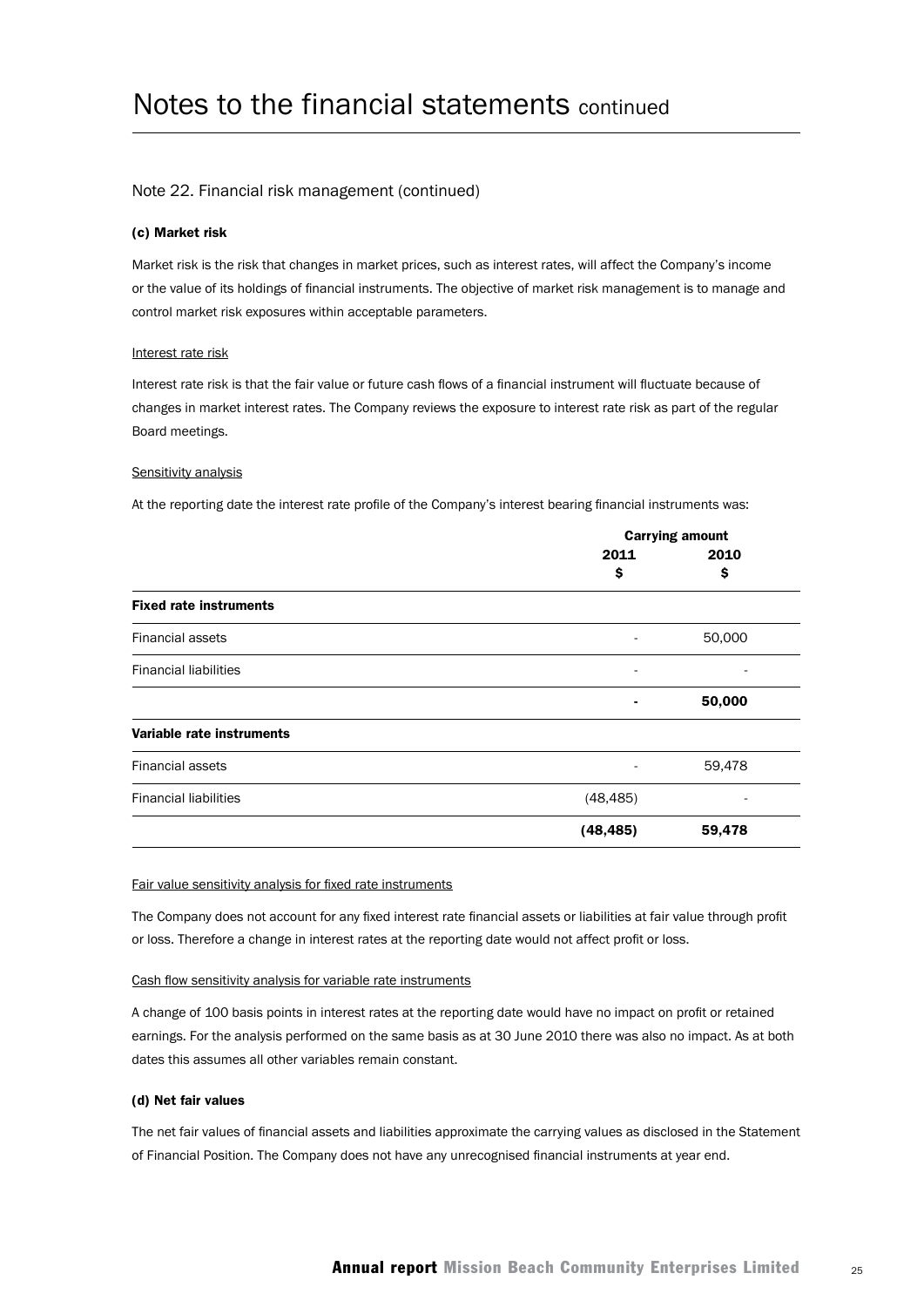# Notes to the financial statements continued

## Note 22. Financial risk management (continued)

### (c) Market risk

Market risk is the risk that changes in market prices, such as interest rates, will affect the Company's income or the value of its holdings of financial instruments. The objective of market risk management is to manage and control market risk exposures within acceptable parameters.

Interest rate risk

Interest rate risk is that the fair value or future cash flows of a financial instrument will fluctuate because of changes in market interest rates. The Company reviews the exposure to interest rate risk as part of the regular Board meetings.

Sensitivity analysis

At the reporting date the interest rate profile of the Company's interest bearing financial instruments was:

| | Carrying amount | |
|---|---|---|
| | 2011 $ | 2010 $ |
| **Fixed rate instruments** | | |
| Financial assets | - | 50,000 |
| Financial liabilities | - | - |
| | **-** | **50,000** |
| **Variable rate instruments** | | |
| Financial assets | - | 59,478 |
| Financial liabilities | (48,485) | - |
| | **(48,485)** | **59,478** |

Fair value sensitivity analysis for fixed rate instruments

The Company does not account for any fixed interest rate financial assets or liabilities at fair value through profit or loss. Therefore a change in interest rates at the reporting date would not affect profit or loss.

Cash flow sensitivity analysis for variable rate instruments

A change of 100 basis points in interest rates at the reporting date would have no impact on profit or retained earnings. For the analysis performed on the same basis as at 30 June 2010 there was also no impact. As at both dates this assumes all other variables remain constant.

### (d) Net fair values

The net fair values of financial assets and liabilities approximate the carrying values as disclosed in the Statement of Financial Position. The Company does not have any unrecognised financial instruments at year end.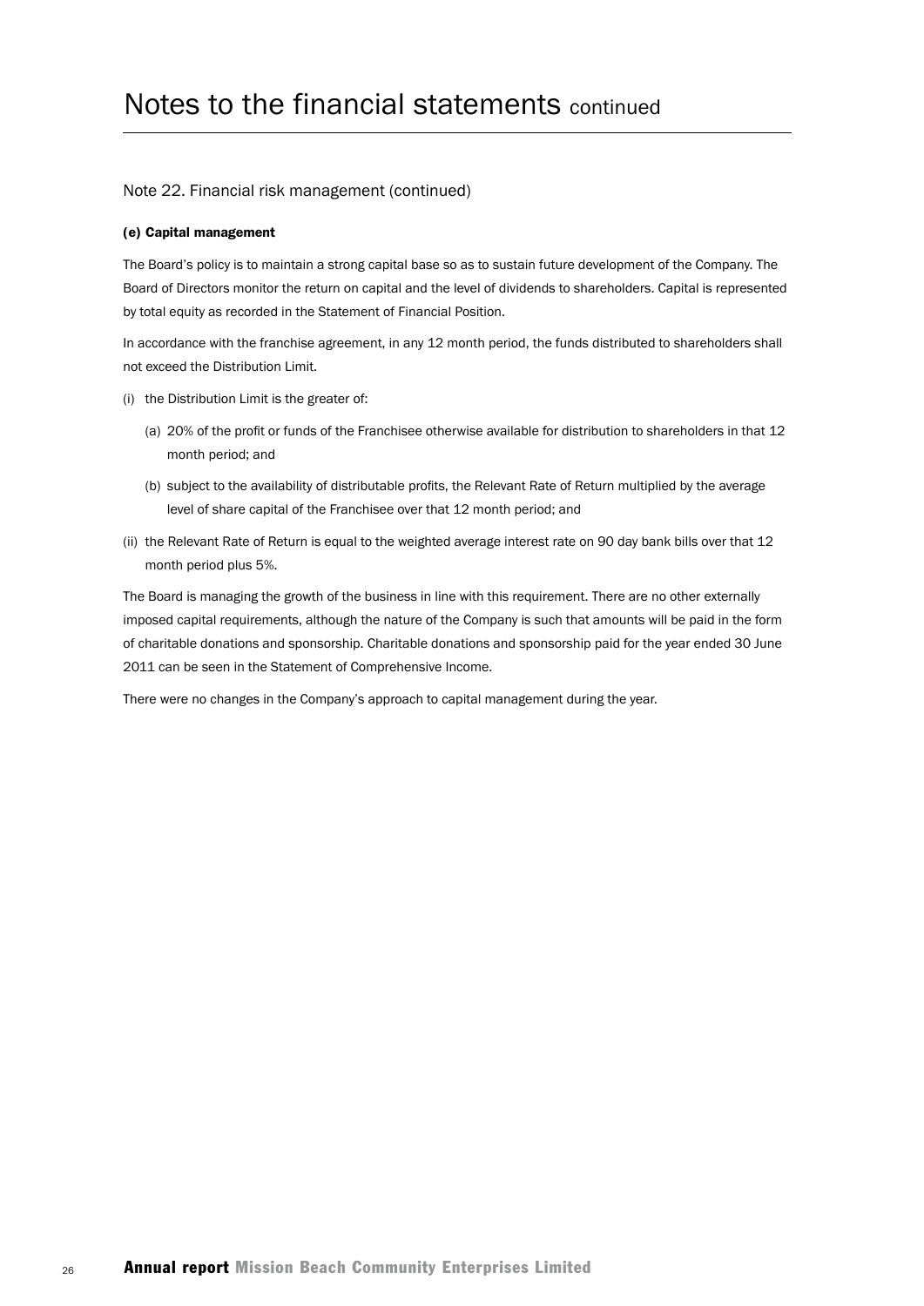# Notes to the financial statements continued

## Note 22. Financial risk management (continued)

### (e) Capital management

The Board's policy is to maintain a strong capital base so as to sustain future development of the Company. The Board of Directors monitor the return on capital and the level of dividends to shareholders. Capital is represented by total equity as recorded in the Statement of Financial Position.

In accordance with the franchise agreement, in any 12 month period, the funds distributed to shareholders shall not exceed the Distribution Limit.

(i) the Distribution Limit is the greater of:

  (a) 20% of the profit or funds of the Franchisee otherwise available for distribution to shareholders in that 12 month period; and

  (b) subject to the availability of distributable profits, the Relevant Rate of Return multiplied by the average level of share capital of the Franchisee over that 12 month period; and

(ii) the Relevant Rate of Return is equal to the weighted average interest rate on 90 day bank bills over that 12 month period plus 5%.

The Board is managing the growth of the business in line with this requirement. There are no other externally imposed capital requirements, although the nature of the Company is such that amounts will be paid in the form of charitable donations and sponsorship. Charitable donations and sponsorship paid for the year ended 30 June 2011 can be seen in the Statement of Comprehensive Income.

There were no changes in the Company's approach to capital management during the year.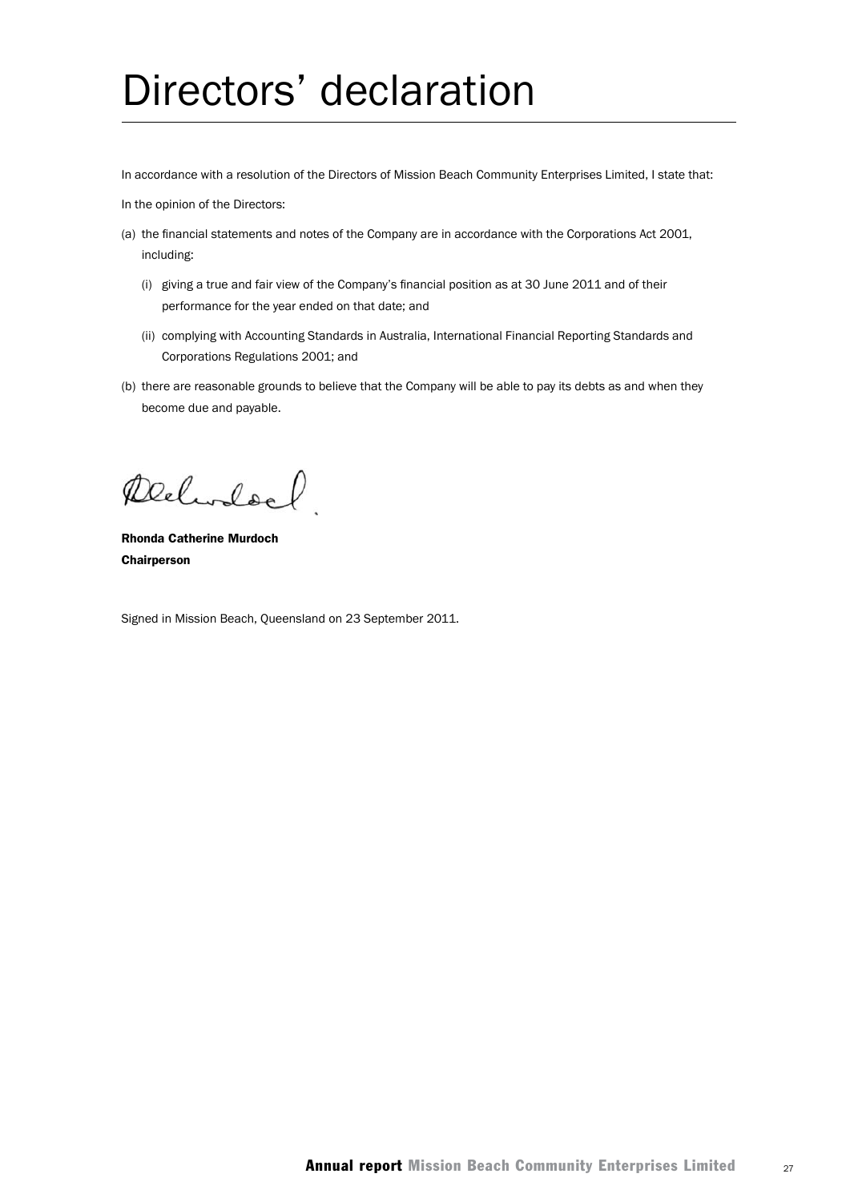# Directors' declaration

In accordance with a resolution of the Directors of Mission Beach Community Enterprises Limited, I state that:

In the opinion of the Directors:

(a) the financial statements and notes of the Company are in accordance with the Corporations Act 2001, including:

(i) giving a true and fair view of the Company's financial position as at 30 June 2011 and of their performance for the year ended on that date; and

(ii) complying with Accounting Standards in Australia, International Financial Reporting Standards and Corporations Regulations 2001; and

(b) there are reasonable grounds to believe that the Company will be able to pay its debts as and when they become due and payable.

**Rhonda Catherine Murdoch**
**Chairperson**

Signed in Mission Beach, Queensland on 23 September 2011.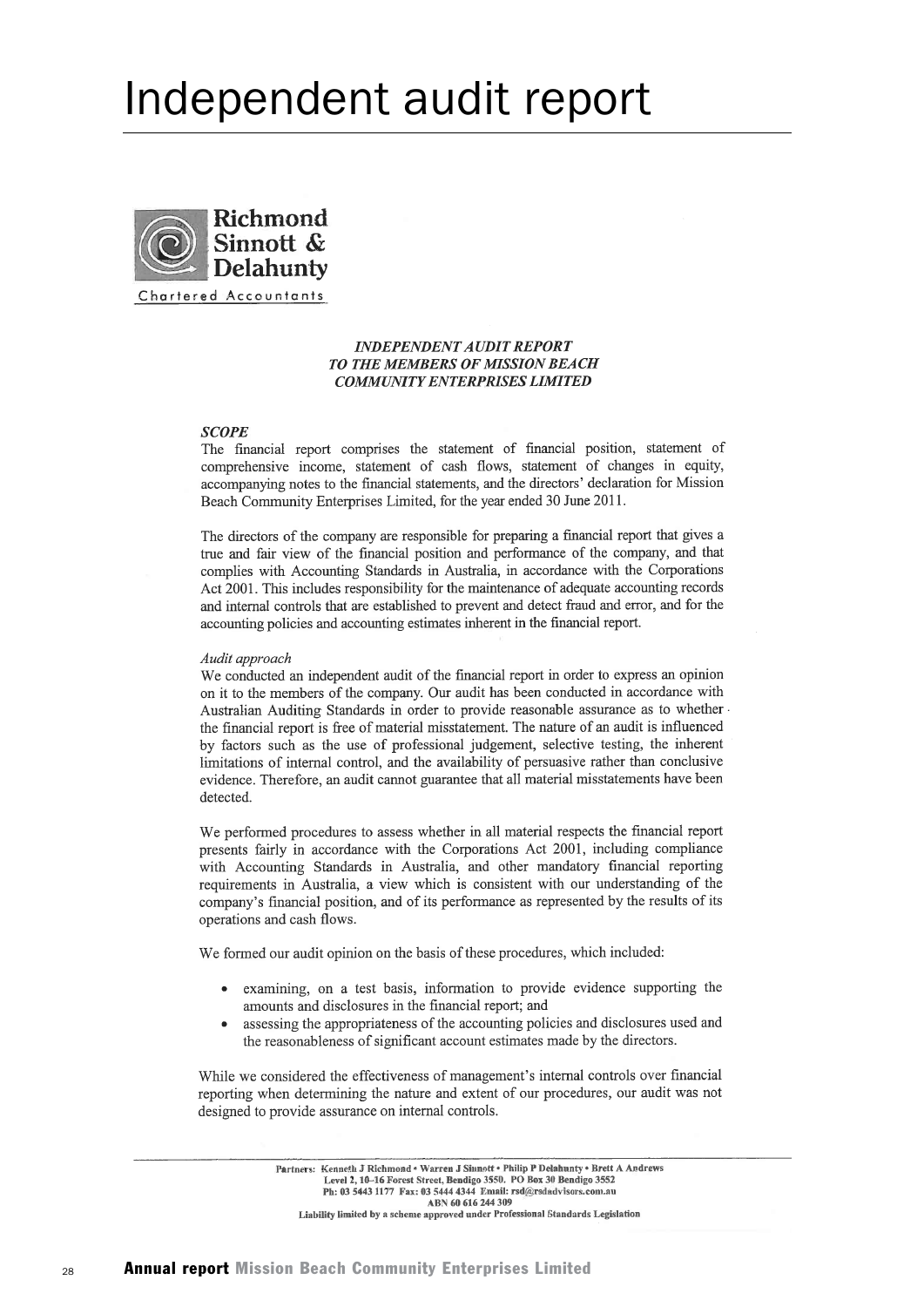# Independent audit report

**Richmond Sinnott & Delahunty**

Chartered Accountants

***INDEPENDENT AUDIT REPORT TO THE MEMBERS OF MISSION BEACH COMMUNITY ENTERPRISES LIMITED***

***SCOPE***

The financial report comprises the statement of financial position, statement of comprehensive income, statement of cash flows, statement of changes in equity, accompanying notes to the financial statements, and the directors' declaration for Mission Beach Community Enterprises Limited, for the year ended 30 June 2011.

The directors of the company are responsible for preparing a financial report that gives a true and fair view of the financial position and performance of the company, and that complies with Accounting Standards in Australia, in accordance with the Corporations Act 2001. This includes responsibility for the maintenance of adequate accounting records and internal controls that are established to prevent and detect fraud and error, and for the accounting policies and accounting estimates inherent in the financial report.

*Audit approach*

We conducted an independent audit of the financial report in order to express an opinion on it to the members of the company. Our audit has been conducted in accordance with Australian Auditing Standards in order to provide reasonable assurance as to whether the financial report is free of material misstatement. The nature of an audit is influenced by factors such as the use of professional judgement, selective testing, the inherent limitations of internal control, and the availability of persuasive rather than conclusive evidence. Therefore, an audit cannot guarantee that all material misstatements have been detected.

We performed procedures to assess whether in all material respects the financial report presents fairly in accordance with the Corporations Act 2001, including compliance with Accounting Standards in Australia, and other mandatory financial reporting requirements in Australia, a view which is consistent with our understanding of the company's financial position, and of its performance as represented by the results of its operations and cash flows.

We formed our audit opinion on the basis of these procedures, which included:

- examining, on a test basis, information to provide evidence supporting the amounts and disclosures in the financial report; and
- assessing the appropriateness of the accounting policies and disclosures used and the reasonableness of significant account estimates made by the directors.

While we considered the effectiveness of management's internal controls over financial reporting when determining the nature and extent of our procedures, our audit was not designed to provide assurance on internal controls.

Partners: Kenneth J Richmond • Warren J Sinnott • Philip P Delahunty • Brett A Andrews
Level 2, 10-16 Forest Street, Bendigo 3550. PO Box 30 Bendigo 3552
Ph: 03 5443 1177 Fax: 03 5444 4344 Email: rsd@rsdadvisors.com.au
ABN 60 616 244 309
Liability limited by a scheme approved under Professional Standards Legislation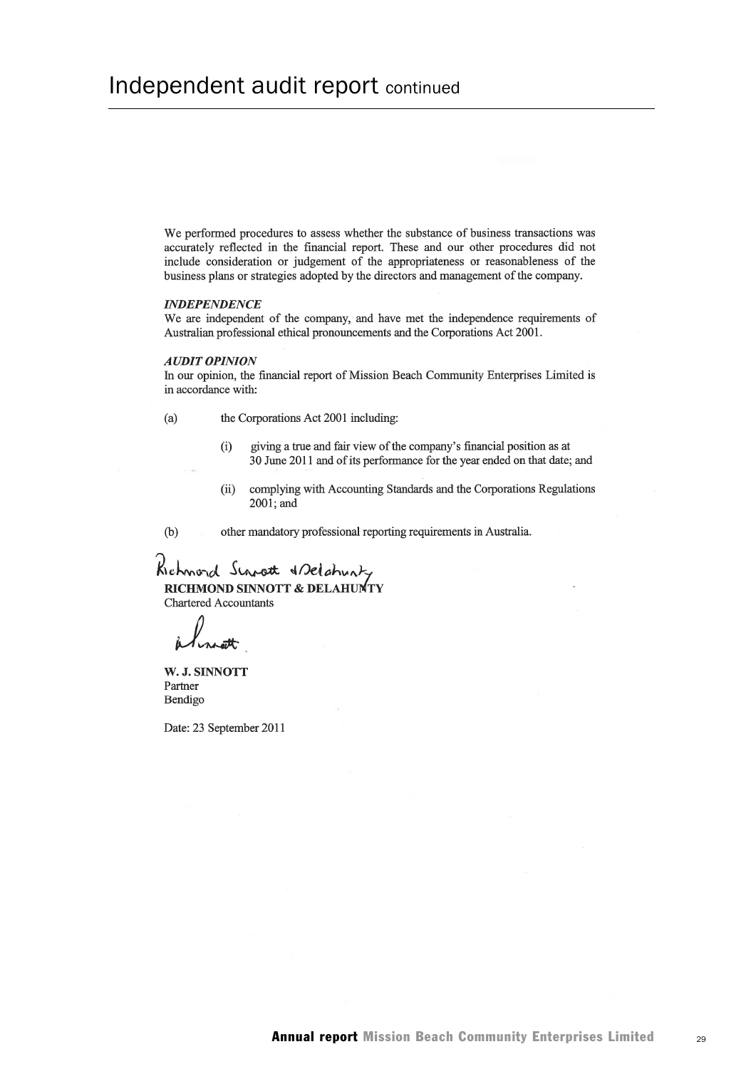# Independent audit report continued

We performed procedures to assess whether the substance of business transactions was accurately reflected in the financial report. These and our other procedures did not include consideration or judgement of the appropriateness or reasonableness of the business plans or strategies adopted by the directors and management of the company.

***INDEPENDENCE***

We are independent of the company, and have met the independence requirements of Australian professional ethical pronouncements and the Corporations Act 2001.

***AUDIT OPINION***

In our opinion, the financial report of Mission Beach Community Enterprises Limited is in accordance with:

(a) the Corporations Act 2001 including:

(i) giving a true and fair view of the company's financial position as at 30 June 2011 and of its performance for the year ended on that date; and

(ii) complying with Accounting Standards and the Corporations Regulations 2001; and

(b) other mandatory professional reporting requirements in Australia.

Richmond Sinnott & Delahunty

**RICHMOND SINNOTT & DELAHUNTY**
Chartered Accountants

**W. J. SINNOTT**
Partner
Bendigo

Date: 23 September 2011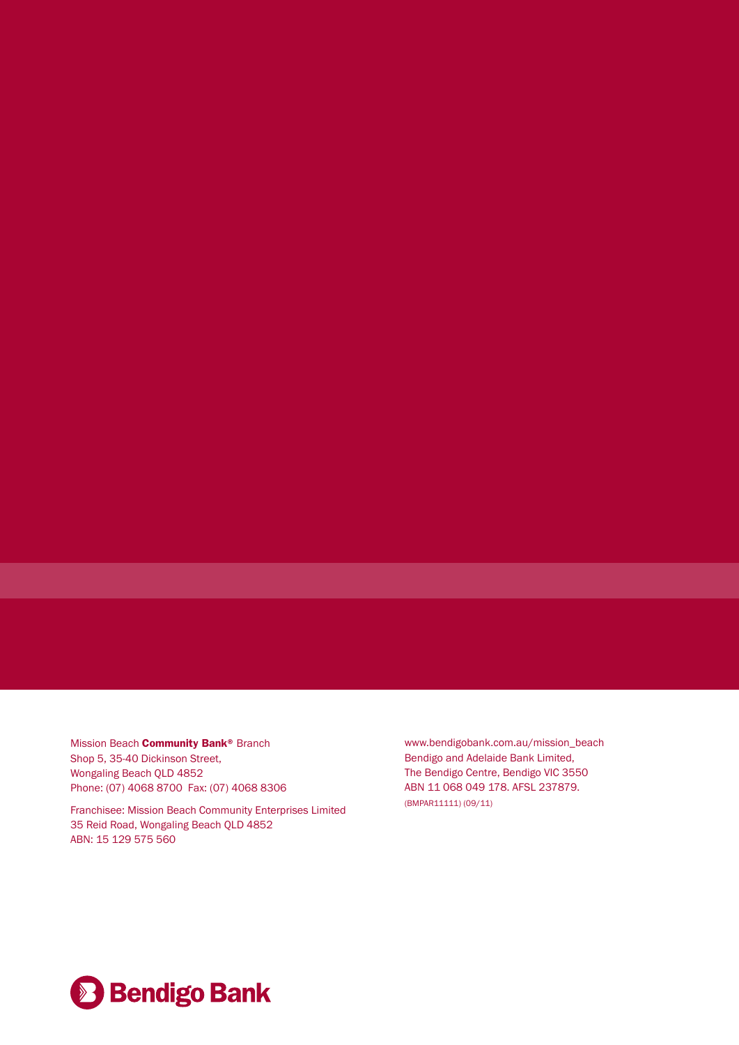Mission Beach **Community Bank**® Branch
Shop 5, 35-40 Dickinson Street,
Wongaling Beach QLD 4852
Phone: (07) 4068 8700 Fax: (07) 4068 8306

Franchisee: Mission Beach Community Enterprises Limited
35 Reid Road, Wongaling Beach QLD 4852
ABN: 15 129 575 560

www.bendigobank.com.au/mission_beach
Bendigo and Adelaide Bank Limited,
The Bendigo Centre, Bendigo VIC 3550
ABN 11 068 049 178. AFSL 237879.
(BMPAR11111) (09/11)

Bendigo Bank